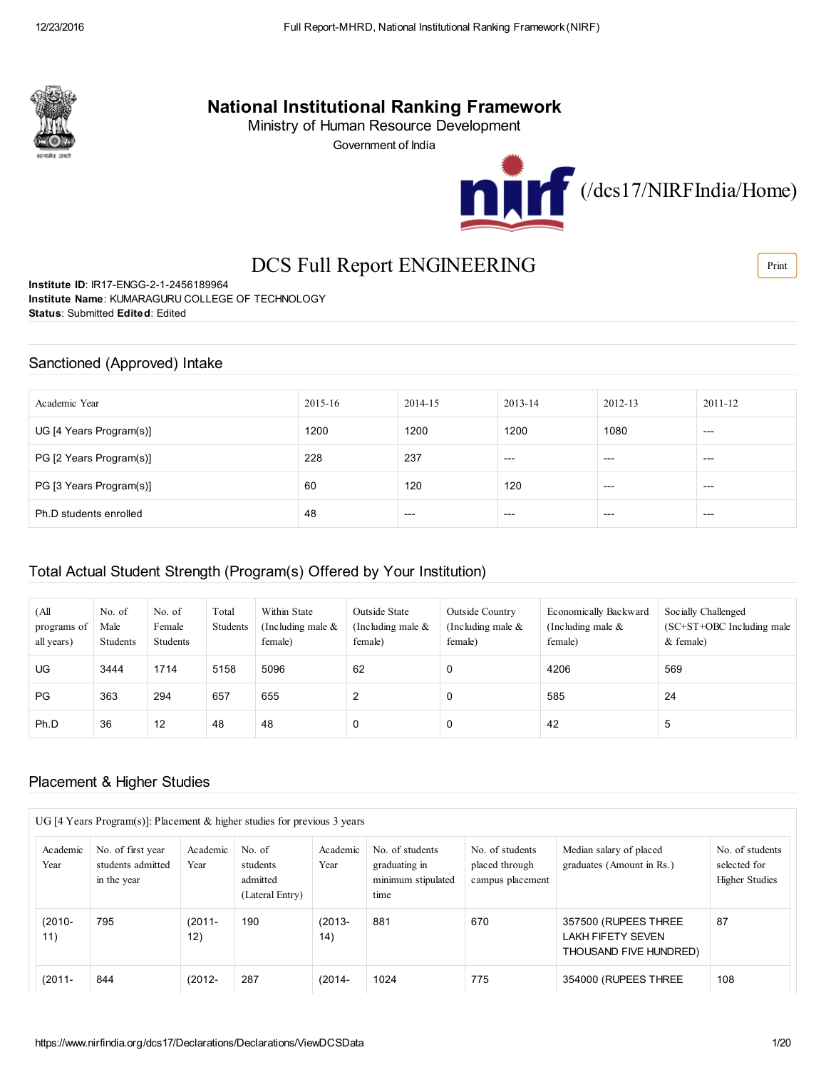# National Institutional Ranking Framework

Ministry of Human Resource Development

Government of India

(/dcs17/NIRFIndia/Home)

## DCS Full Report ENGINEERING

Print

**Institute ID**: IR17-ENGG-2-1-2456189964
**Institute Name**: KUMARAGURU COLLEGE OF TECHNOLOGY
**Status**: Submitted **Edited**: Edited

## Sanctioned (Approved) Intake

| Academic Year | 2015-16 | 2014-15 | 2013-14 | 2012-13 | 2011-12 |
|---|---|---|---|---|---|
| UG [4 Years Program(s)] | 1200 | 1200 | 1200 | 1080 | --- |
| PG [2 Years Program(s)] | 228 | 237 | --- | --- | --- |
| PG [3 Years Program(s)] | 60 | 120 | 120 | --- | --- |
| Ph.D students enrolled | 48 | --- | --- | --- | --- |

## Total Actual Student Strength (Program(s) Offered by Your Institution)

| (All programs of all years) | No. of Male Students | No. of Female Students | Total Students | Within State (Including male & female) | Outside State (Including male & female) | Outside Country (Including male & female) | Economically Backward (Including male & female) | Socially Challenged (SC+ST+OBC Including male & female) |
|---|---|---|---|---|---|---|---|---|
| UG | 3444 | 1714 | 5158 | 5096 | 62 | 0 | 4206 | 569 |
| PG | 363 | 294 | 657 | 655 | 2 | 0 | 585 | 24 |
| Ph.D | 36 | 12 | 48 | 48 | 0 | 0 | 42 | 5 |

## Placement & Higher Studies

UG [4 Years Program(s)]: Placement & higher studies for previous 3 years

| Academic Year | No. of first year students admitted in the year | Academic Year | No. of students admitted (Lateral Entry) | Academic Year | No. of students graduating in minimum stipulated time | No. of students placed through campus placement | Median salary of placed graduates (Amount in Rs.) | No. of students selected for Higher Studies |
|---|---|---|---|---|---|---|---|---|
| (2010-11) | 795 | (2011-12) | 190 | (2013-14) | 881 | 670 | 357500 (RUPEES THREE LAKH FIFETY SEVEN THOUSAND FIVE HUNDRED) | 87 |
| (2011- | 844 | (2012- | 287 | (2014- | 1024 | 775 | 354000 (RUPEES THREE | 108 |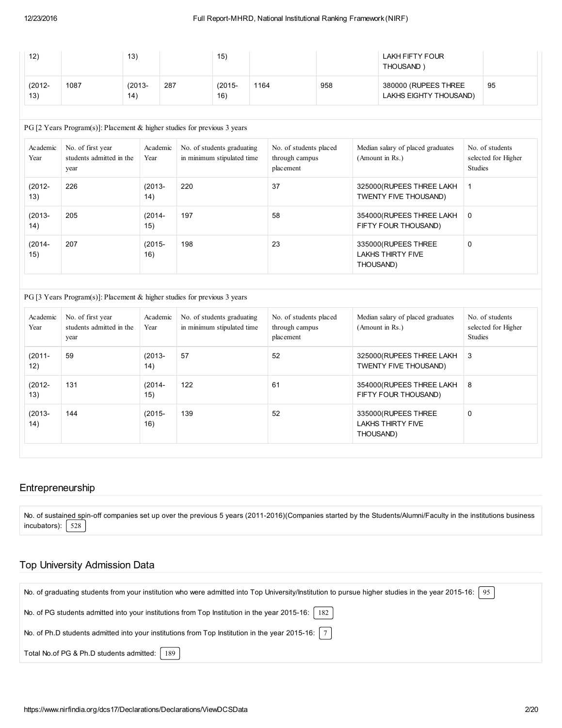| | | | | | | | | |
|---|---|---|---|---|---|---|---|---|
| 12) | | 13) | | 15) | | | LAKH FIFTY FOUR THOUSAND ) | |
| (2012-13) | 1087 | (2013-14) | 287 | (2015-16) | 1164 | 958 | 380000 (RUPEES THREE LAKHS EIGHTY THOUSAND) | 95 |

PG [2 Years Program(s)]: Placement & higher studies for previous 3 years

| Academic Year | No. of first year students admitted in the year | Academic Year | No. of students graduating in minimum stipulated time | No. of students placed through campus placement | Median salary of placed graduates (Amount in Rs.) | No. of students selected for Higher Studies |
|---|---|---|---|---|---|---|
| (2012-13) | 226 | (2013-14) | 220 | 37 | 325000(RUPEES THREE LAKH TWENTY FIVE THOUSAND) | 1 |
| (2013-14) | 205 | (2014-15) | 197 | 58 | 354000(RUPEES THREE LAKH FIFTY FOUR THOUSAND) | 0 |
| (2014-15) | 207 | (2015-16) | 198 | 23 | 335000(RUPEES THREE LAKHS THIRTY FIVE THOUSAND) | 0 |

PG [3 Years Program(s)]: Placement & higher studies for previous 3 years

| Academic Year | No. of first year students admitted in the year | Academic Year | No. of students graduating in minimum stipulated time | No. of students placed through campus placement | Median salary of placed graduates (Amount in Rs.) | No. of students selected for Higher Studies |
|---|---|---|---|---|---|---|
| (2011-12) | 59 | (2013-14) | 57 | 52 | 325000(RUPEES THREE LAKH TWENTY FIVE THOUSAND) | 3 |
| (2012-13) | 131 | (2014-15) | 122 | 61 | 354000(RUPEES THREE LAKH FIFTY FOUR THOUSAND) | 8 |
| (2013-14) | 144 | (2015-16) | 139 | 52 | 335000(RUPEES THREE LAKHS THIRTY FIVE THOUSAND) | 0 |

## Entrepreneurship

No. of sustained spin-off companies set up over the previous 5 years (2011-2016)(Companies started by the Students/Alumni/Faculty in the institutions business incubators): 528

## Top University Admission Data

No. of graduating students from your institution who were admitted into Top University/Institution to pursue higher studies in the year 2015-16: 95

No. of PG students admitted into your institutions from Top Institution in the year 2015-16: 182

No. of Ph.D students admitted into your institutions from Top Institution in the year 2015-16: 7

Total No.of PG & Ph.D students admitted: 189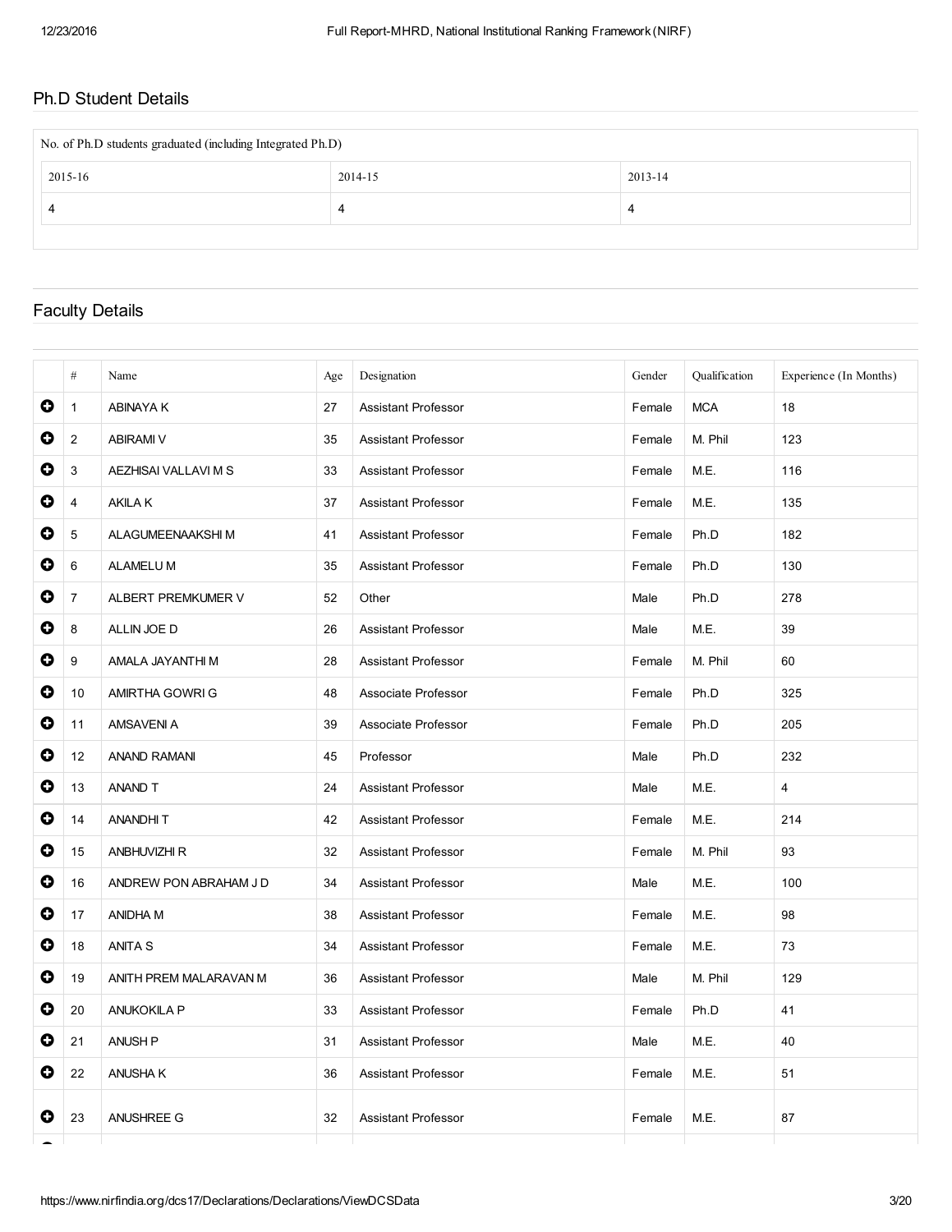## Ph.D Student Details

| No. of Ph.D students graduated (including Integrated Ph.D) | | |
|---|---|---|
| 2015-16 | 2014-15 | 2013-14 |
| 4 | 4 | 4 |

## Faculty Details

| # | Name | Age | Designation | Gender | Qualification | Experience (In Months) |
|---|---|---|---|---|---|---|
| 1 | ABINAYA K | 27 | Assistant Professor | Female | MCA | 18 |
| 2 | ABIRAMI V | 35 | Assistant Professor | Female | M. Phil | 123 |
| 3 | AEZHISAI VALLAVI M S | 33 | Assistant Professor | Female | M.E. | 116 |
| 4 | AKILA K | 37 | Assistant Professor | Female | M.E. | 135 |
| 5 | ALAGUMEENAAKSHI M | 41 | Assistant Professor | Female | Ph.D | 182 |
| 6 | ALAMELU M | 35 | Assistant Professor | Female | Ph.D | 130 |
| 7 | ALBERT PREMKUMER V | 52 | Other | Male | Ph.D | 278 |
| 8 | ALLIN JOE D | 26 | Assistant Professor | Male | M.E. | 39 |
| 9 | AMALA JAYANTHI M | 28 | Assistant Professor | Female | M. Phil | 60 |
| 10 | AMIRTHA GOWRI G | 48 | Associate Professor | Female | Ph.D | 325 |
| 11 | AMSAVENI A | 39 | Associate Professor | Female | Ph.D | 205 |
| 12 | ANAND RAMANI | 45 | Professor | Male | Ph.D | 232 |
| 13 | ANAND T | 24 | Assistant Professor | Male | M.E. | 4 |
| 14 | ANANDHI T | 42 | Assistant Professor | Female | M.E. | 214 |
| 15 | ANBHUVIZHI R | 32 | Assistant Professor | Female | M. Phil | 93 |
| 16 | ANDREW PON ABRAHAM J D | 34 | Assistant Professor | Male | M.E. | 100 |
| 17 | ANIDHA M | 38 | Assistant Professor | Female | M.E. | 98 |
| 18 | ANITA S | 34 | Assistant Professor | Female | M.E. | 73 |
| 19 | ANITH PREM MALARAVAN M | 36 | Assistant Professor | Male | M. Phil | 129 |
| 20 | ANUKOKILA P | 33 | Assistant Professor | Female | Ph.D | 41 |
| 21 | ANUSH P | 31 | Assistant Professor | Male | M.E. | 40 |
| 22 | ANUSHA K | 36 | Assistant Professor | Female | M.E. | 51 |
| 23 | ANUSHREE G | 32 | Assistant Professor | Female | M.E. | 87 |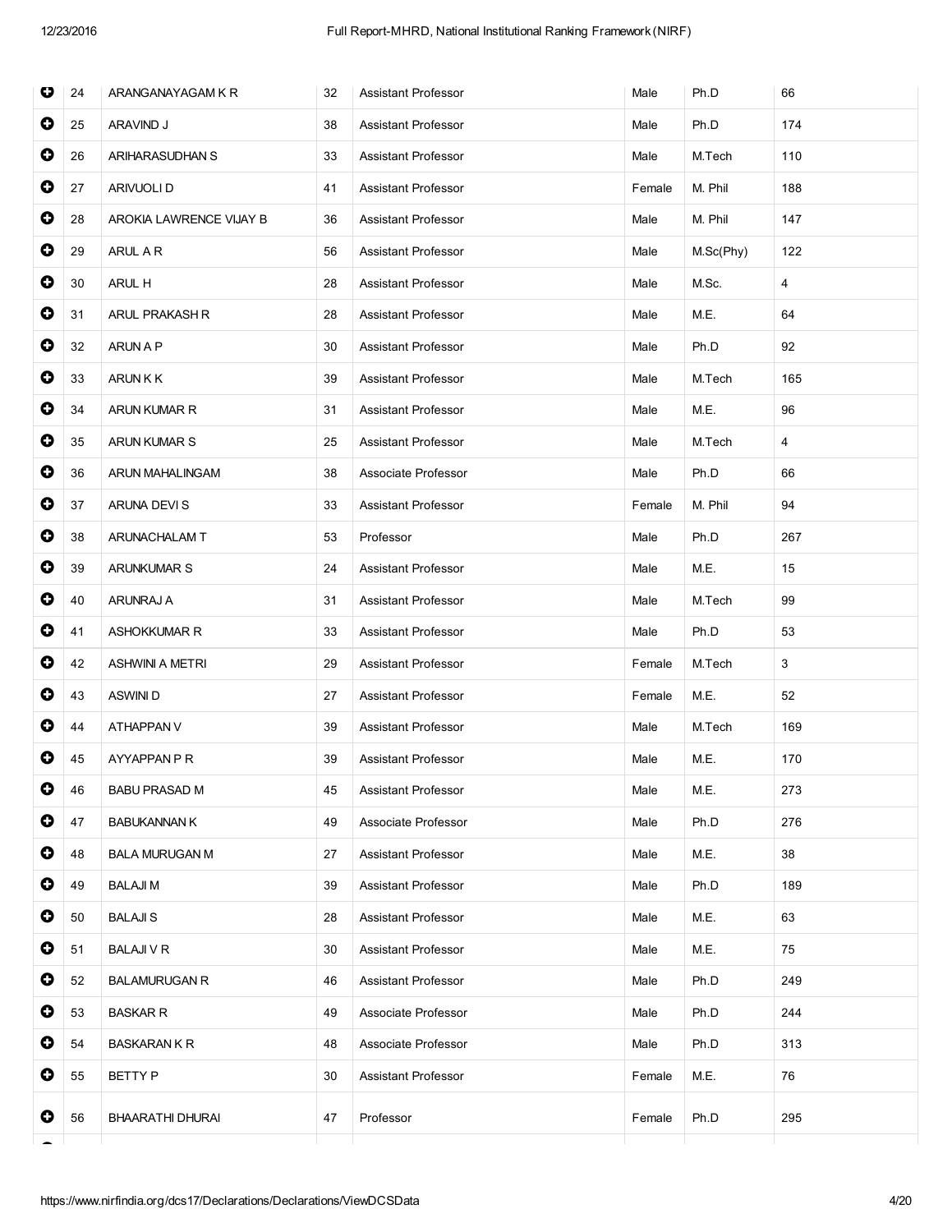| | | | | | | |
|---|---|---|---|---|---|---|
| 24 | ARANGANAYAGAM K R | 32 | Assistant Professor | Male | Ph.D | 66 |
| 25 | ARAVIND J | 38 | Assistant Professor | Male | Ph.D | 174 |
| 26 | ARIHARASUDHAN S | 33 | Assistant Professor | Male | M.Tech | 110 |
| 27 | ARIVUOLI D | 41 | Assistant Professor | Female | M. Phil | 188 |
| 28 | AROKIA LAWRENCE VIJAY B | 36 | Assistant Professor | Male | M. Phil | 147 |
| 29 | ARUL A R | 56 | Assistant Professor | Male | M.Sc(Phy) | 122 |
| 30 | ARUL H | 28 | Assistant Professor | Male | M.Sc. | 4 |
| 31 | ARUL PRAKASH R | 28 | Assistant Professor | Male | M.E. | 64 |
| 32 | ARUN A P | 30 | Assistant Professor | Male | Ph.D | 92 |
| 33 | ARUN K K | 39 | Assistant Professor | Male | M.Tech | 165 |
| 34 | ARUN KUMAR R | 31 | Assistant Professor | Male | M.E. | 96 |
| 35 | ARUN KUMAR S | 25 | Assistant Professor | Male | M.Tech | 4 |
| 36 | ARUN MAHALINGAM | 38 | Associate Professor | Male | Ph.D | 66 |
| 37 | ARUNA DEVI S | 33 | Assistant Professor | Female | M. Phil | 94 |
| 38 | ARUNACHALAM T | 53 | Professor | Male | Ph.D | 267 |
| 39 | ARUNKUMAR S | 24 | Assistant Professor | Male | M.E. | 15 |
| 40 | ARUNRAJ A | 31 | Assistant Professor | Male | M.Tech | 99 |
| 41 | ASHOKKUMAR R | 33 | Assistant Professor | Male | Ph.D | 53 |
| 42 | ASHWINI A METRI | 29 | Assistant Professor | Female | M.Tech | 3 |
| 43 | ASWINI D | 27 | Assistant Professor | Female | M.E. | 52 |
| 44 | ATHAPPAN V | 39 | Assistant Professor | Male | M.Tech | 169 |
| 45 | AYYAPPAN P R | 39 | Assistant Professor | Male | M.E. | 170 |
| 46 | BABU PRASAD M | 45 | Assistant Professor | Male | M.E. | 273 |
| 47 | BABUKANNAN K | 49 | Associate Professor | Male | Ph.D | 276 |
| 48 | BALA MURUGAN M | 27 | Assistant Professor | Male | M.E. | 38 |
| 49 | BALAJI M | 39 | Assistant Professor | Male | Ph.D | 189 |
| 50 | BALAJI S | 28 | Assistant Professor | Male | M.E. | 63 |
| 51 | BALAJI V R | 30 | Assistant Professor | Male | M.E. | 75 |
| 52 | BALAMURUGAN R | 46 | Assistant Professor | Male | Ph.D | 249 |
| 53 | BASKAR R | 49 | Associate Professor | Male | Ph.D | 244 |
| 54 | BASKARAN K R | 48 | Associate Professor | Male | Ph.D | 313 |
| 55 | BETTY P | 30 | Assistant Professor | Female | M.E. | 76 |
| 56 | BHAARATHI DHURAI | 47 | Professor | Female | Ph.D | 295 |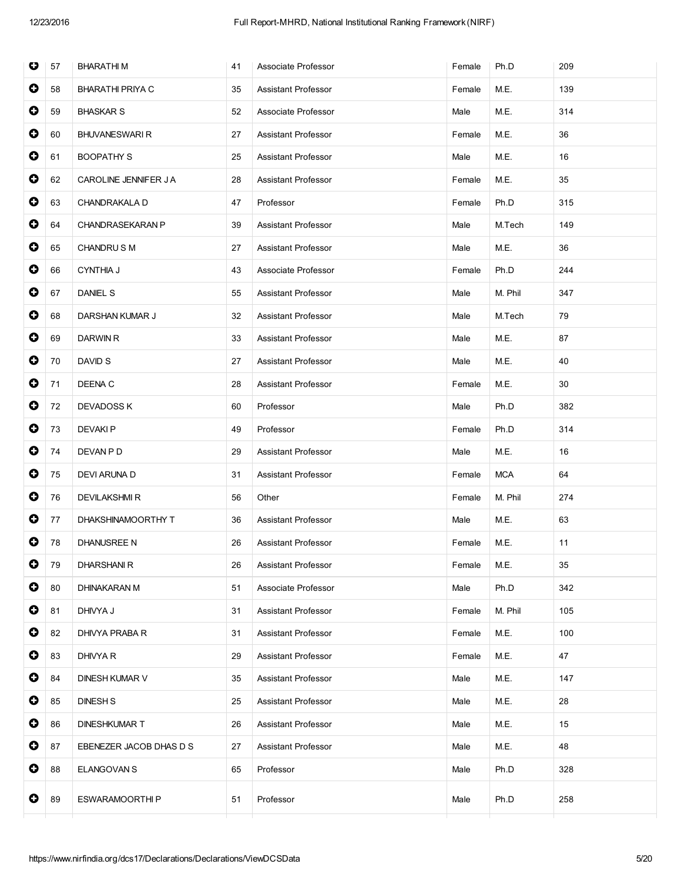| | | | | | | |
|---|---|---|---|---|---|---|
| 57 | BHARATHI M | 41 | Associate Professor | Female | Ph.D | 209 |
| 58 | BHARATHI PRIYA C | 35 | Assistant Professor | Female | M.E. | 139 |
| 59 | BHASKAR S | 52 | Associate Professor | Male | M.E. | 314 |
| 60 | BHUVANESWARI R | 27 | Assistant Professor | Female | M.E. | 36 |
| 61 | BOOPATHY S | 25 | Assistant Professor | Male | M.E. | 16 |
| 62 | CAROLINE JENNIFER J A | 28 | Assistant Professor | Female | M.E. | 35 |
| 63 | CHANDRAKALA D | 47 | Professor | Female | Ph.D | 315 |
| 64 | CHANDRASEKARAN P | 39 | Assistant Professor | Male | M.Tech | 149 |
| 65 | CHANDRU S M | 27 | Assistant Professor | Male | M.E. | 36 |
| 66 | CYNTHIA J | 43 | Associate Professor | Female | Ph.D | 244 |
| 67 | DANIEL S | 55 | Assistant Professor | Male | M. Phil | 347 |
| 68 | DARSHAN KUMAR J | 32 | Assistant Professor | Male | M.Tech | 79 |
| 69 | DARWIN R | 33 | Assistant Professor | Male | M.E. | 87 |
| 70 | DAVID S | 27 | Assistant Professor | Male | M.E. | 40 |
| 71 | DEENA C | 28 | Assistant Professor | Female | M.E. | 30 |
| 72 | DEVADOSS K | 60 | Professor | Male | Ph.D | 382 |
| 73 | DEVAKI P | 49 | Professor | Female | Ph.D | 314 |
| 74 | DEVAN P D | 29 | Assistant Professor | Male | M.E. | 16 |
| 75 | DEVI ARUNA D | 31 | Assistant Professor | Female | MCA | 64 |
| 76 | DEVILAKSHMI R | 56 | Other | Female | M. Phil | 274 |
| 77 | DHAKSHINAMOORTHY T | 36 | Assistant Professor | Male | M.E. | 63 |
| 78 | DHANUSREE N | 26 | Assistant Professor | Female | M.E. | 11 |
| 79 | DHARSHANI R | 26 | Assistant Professor | Female | M.E. | 35 |
| 80 | DHINAKARAN M | 51 | Associate Professor | Male | Ph.D | 342 |
| 81 | DHIVYA J | 31 | Assistant Professor | Female | M. Phil | 105 |
| 82 | DHIVYA PRABA R | 31 | Assistant Professor | Female | M.E. | 100 |
| 83 | DHIVYA R | 29 | Assistant Professor | Female | M.E. | 47 |
| 84 | DINESH KUMAR V | 35 | Assistant Professor | Male | M.E. | 147 |
| 85 | DINESH S | 25 | Assistant Professor | Male | M.E. | 28 |
| 86 | DINESHKUMAR T | 26 | Assistant Professor | Male | M.E. | 15 |
| 87 | EBENEZER JACOB DHAS D S | 27 | Assistant Professor | Male | M.E. | 48 |
| 88 | ELANGOVAN S | 65 | Professor | Male | Ph.D | 328 |
| 89 | ESWARAMOORTHI P | 51 | Professor | Male | Ph.D | 258 |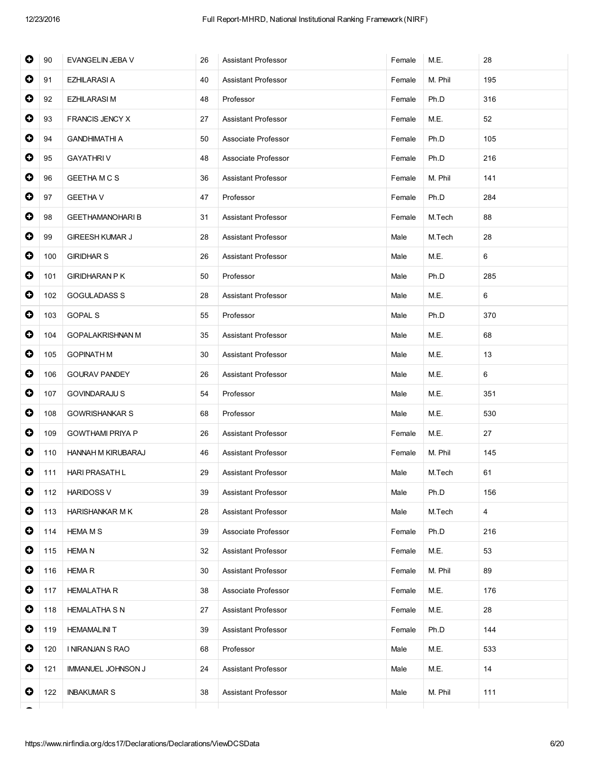| | | | | | | |
|---|---|---|---|---|---|---|
| 90 | EVANGELIN JEBA V | 26 | Assistant Professor | Female | M.E. | 28 |
| 91 | EZHILARASI A | 40 | Assistant Professor | Female | M. Phil | 195 |
| 92 | EZHILARASI M | 48 | Professor | Female | Ph.D | 316 |
| 93 | FRANCIS JENCY X | 27 | Assistant Professor | Female | M.E. | 52 |
| 94 | GANDHIMATHI A | 50 | Associate Professor | Female | Ph.D | 105 |
| 95 | GAYATHRI V | 48 | Associate Professor | Female | Ph.D | 216 |
| 96 | GEETHA M C S | 36 | Assistant Professor | Female | M. Phil | 141 |
| 97 | GEETHA V | 47 | Professor | Female | Ph.D | 284 |
| 98 | GEETHAMANOHARI B | 31 | Assistant Professor | Female | M.Tech | 88 |
| 99 | GIREESH KUMAR J | 28 | Assistant Professor | Male | M.Tech | 28 |
| 100 | GIRIDHAR S | 26 | Assistant Professor | Male | M.E. | 6 |
| 101 | GIRIDHARAN P K | 50 | Professor | Male | Ph.D | 285 |
| 102 | GOGULADASS S | 28 | Assistant Professor | Male | M.E. | 6 |
| 103 | GOPAL S | 55 | Professor | Male | Ph.D | 370 |
| 104 | GOPALAKRISHNAN M | 35 | Assistant Professor | Male | M.E. | 68 |
| 105 | GOPINATH M | 30 | Assistant Professor | Male | M.E. | 13 |
| 106 | GOURAV PANDEY | 26 | Assistant Professor | Male | M.E. | 6 |
| 107 | GOVINDARAJU S | 54 | Professor | Male | M.E. | 351 |
| 108 | GOWRISHANKAR S | 68 | Professor | Male | M.E. | 530 |
| 109 | GOWTHAMI PRIYA P | 26 | Assistant Professor | Female | M.E. | 27 |
| 110 | HANNAH M KIRUBARAJ | 46 | Assistant Professor | Female | M. Phil | 145 |
| 111 | HARI PRASATH L | 29 | Assistant Professor | Male | M.Tech | 61 |
| 112 | HARIDOSS V | 39 | Assistant Professor | Male | Ph.D | 156 |
| 113 | HARISHANKAR M K | 28 | Assistant Professor | Male | M.Tech | 4 |
| 114 | HEMA M S | 39 | Associate Professor | Female | Ph.D | 216 |
| 115 | HEMA N | 32 | Assistant Professor | Female | M.E. | 53 |
| 116 | HEMA R | 30 | Assistant Professor | Female | M. Phil | 89 |
| 117 | HEMALATHA R | 38 | Associate Professor | Female | M.E. | 176 |
| 118 | HEMALATHA S N | 27 | Assistant Professor | Female | M.E. | 28 |
| 119 | HEMAMALINI T | 39 | Assistant Professor | Female | Ph.D | 144 |
| 120 | I NIRANJAN S RAO | 68 | Professor | Male | M.E. | 533 |
| 121 | IMMANUEL JOHNSON J | 24 | Assistant Professor | Male | M.E. | 14 |
| 122 | INBAKUMAR S | 38 | Assistant Professor | Male | M. Phil | 111 |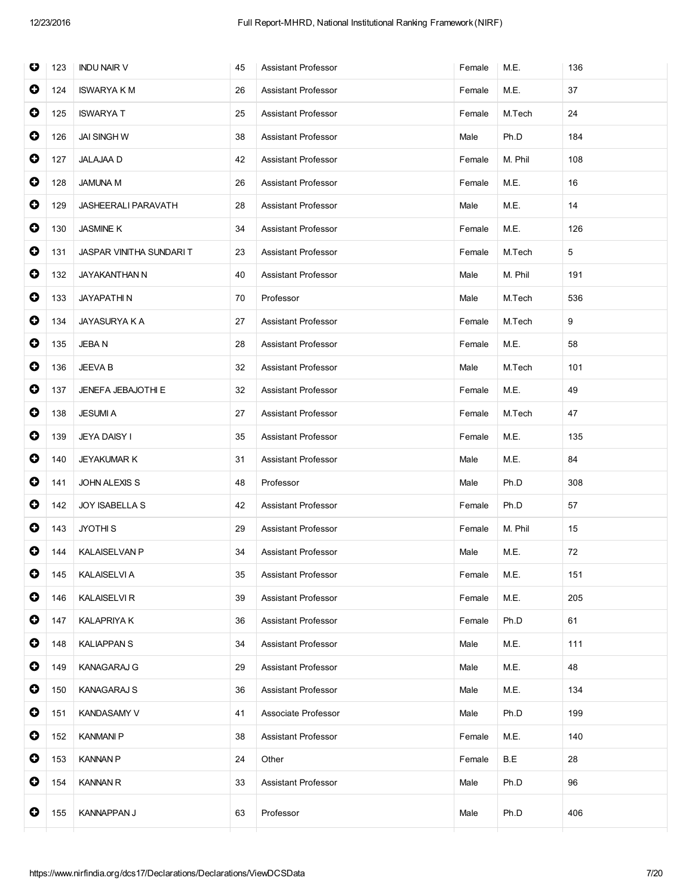| | | | | | | | |
|---|---|---|---|---|---|---|---|
| ➕ | 123 | INDU NAIR V | 45 | Assistant Professor | Female | M.E. | 136 |
| ➕ | 124 | ISWARYA K M | 26 | Assistant Professor | Female | M.E. | 37 |
| ➕ | 125 | ISWARYA T | 25 | Assistant Professor | Female | M.Tech | 24 |
| ➕ | 126 | JAI SINGH W | 38 | Assistant Professor | Male | Ph.D | 184 |
| ➕ | 127 | JALAJAA D | 42 | Assistant Professor | Female | M. Phil | 108 |
| ➕ | 128 | JAMUNA M | 26 | Assistant Professor | Female | M.E. | 16 |
| ➕ | 129 | JASHEERALI PARAVATH | 28 | Assistant Professor | Male | M.E. | 14 |
| ➕ | 130 | JASMINE K | 34 | Assistant Professor | Female | M.E. | 126 |
| ➕ | 131 | JASPAR VINITHA SUNDARI T | 23 | Assistant Professor | Female | M.Tech | 5 |
| ➕ | 132 | JAYAKANTHAN N | 40 | Assistant Professor | Male | M. Phil | 191 |
| ➕ | 133 | JAYAPATHI N | 70 | Professor | Male | M.Tech | 536 |
| ➕ | 134 | JAYASURYA K A | 27 | Assistant Professor | Female | M.Tech | 9 |
| ➕ | 135 | JEBA N | 28 | Assistant Professor | Female | M.E. | 58 |
| ➕ | 136 | JEEVA B | 32 | Assistant Professor | Male | M.Tech | 101 |
| ➕ | 137 | JENEFA JEBAJOTHI E | 32 | Assistant Professor | Female | M.E. | 49 |
| ➕ | 138 | JESUMI A | 27 | Assistant Professor | Female | M.Tech | 47 |
| ➕ | 139 | JEYA DAISY I | 35 | Assistant Professor | Female | M.E. | 135 |
| ➕ | 140 | JEYAKUMAR K | 31 | Assistant Professor | Male | M.E. | 84 |
| ➕ | 141 | JOHN ALEXIS S | 48 | Professor | Male | Ph.D | 308 |
| ➕ | 142 | JOY ISABELLA S | 42 | Assistant Professor | Female | Ph.D | 57 |
| ➕ | 143 | JYOTHI S | 29 | Assistant Professor | Female | M. Phil | 15 |
| ➕ | 144 | KALAISELVAN P | 34 | Assistant Professor | Male | M.E. | 72 |
| ➕ | 145 | KALAISELVI A | 35 | Assistant Professor | Female | M.E. | 151 |
| ➕ | 146 | KALAISELVI R | 39 | Assistant Professor | Female | M.E. | 205 |
| ➕ | 147 | KALAPRIYA K | 36 | Assistant Professor | Female | Ph.D | 61 |
| ➕ | 148 | KALIAPPAN S | 34 | Assistant Professor | Male | M.E. | 111 |
| ➕ | 149 | KANAGARAJ G | 29 | Assistant Professor | Male | M.E. | 48 |
| ➕ | 150 | KANAGARAJ S | 36 | Assistant Professor | Male | M.E. | 134 |
| ➕ | 151 | KANDASAMY V | 41 | Associate Professor | Male | Ph.D | 199 |
| ➕ | 152 | KANMANI P | 38 | Assistant Professor | Female | M.E. | 140 |
| ➕ | 153 | KANNAN P | 24 | Other | Female | B.E | 28 |
| ➕ | 154 | KANNAN R | 33 | Assistant Professor | Male | Ph.D | 96 |
| ➕ | 155 | KANNAPPAN J | 63 | Professor | Male | Ph.D | 406 |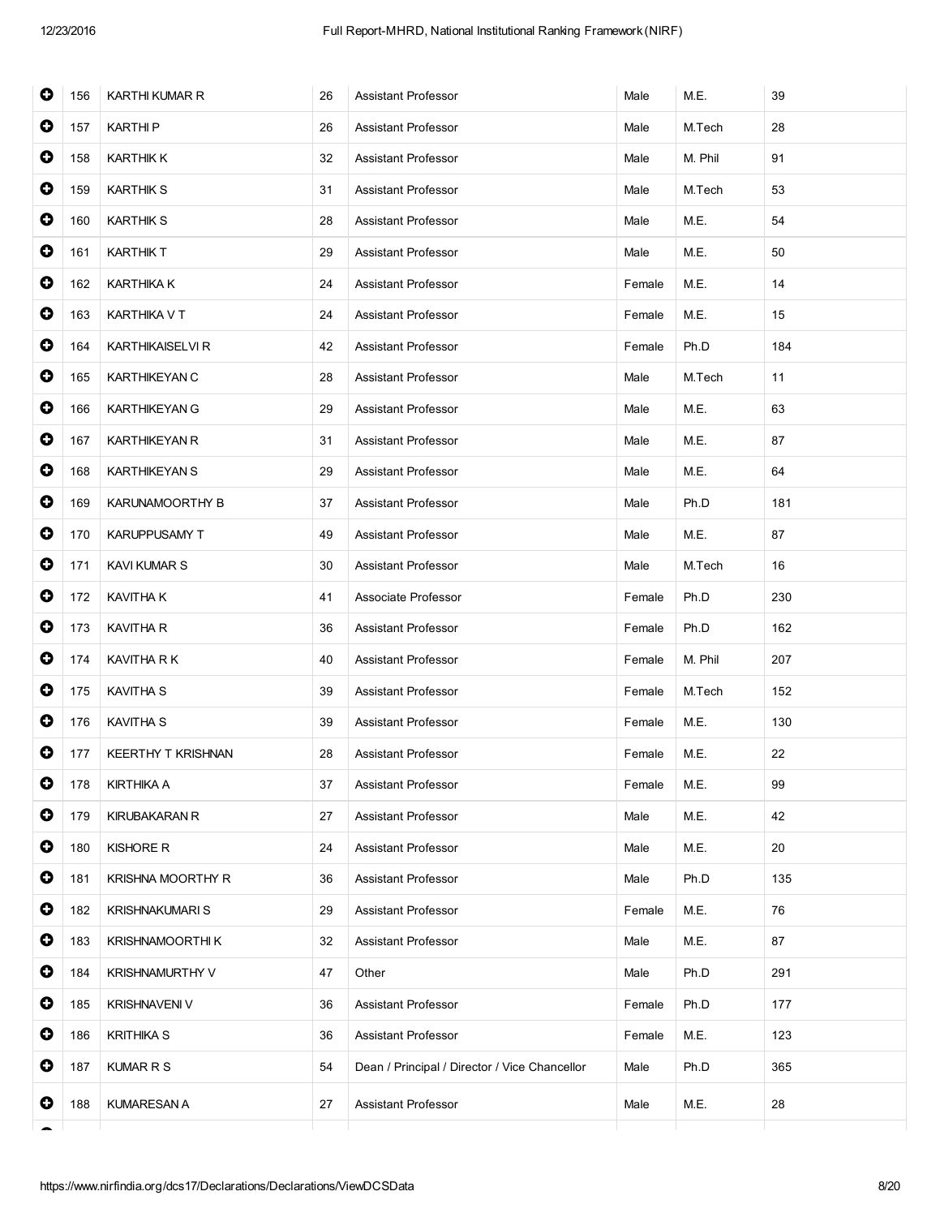| | | | | | | | |
|---|---|---|---|---|---|---|---|
| ⊕ | 156 | KARTHI KUMAR R | 26 | Assistant Professor | Male | M.E. | 39 |
| ⊕ | 157 | KARTHI P | 26 | Assistant Professor | Male | M.Tech | 28 |
| ⊕ | 158 | KARTHIK K | 32 | Assistant Professor | Male | M. Phil | 91 |
| ⊕ | 159 | KARTHIK S | 31 | Assistant Professor | Male | M.Tech | 53 |
| ⊕ | 160 | KARTHIK S | 28 | Assistant Professor | Male | M.E. | 54 |
| ⊕ | 161 | KARTHIK T | 29 | Assistant Professor | Male | M.E. | 50 |
| ⊕ | 162 | KARTHIKA K | 24 | Assistant Professor | Female | M.E. | 14 |
| ⊕ | 163 | KARTHIKA V T | 24 | Assistant Professor | Female | M.E. | 15 |
| ⊕ | 164 | KARTHIKAISELVI R | 42 | Assistant Professor | Female | Ph.D | 184 |
| ⊕ | 165 | KARTHIKEYAN C | 28 | Assistant Professor | Male | M.Tech | 11 |
| ⊕ | 166 | KARTHIKEYAN G | 29 | Assistant Professor | Male | M.E. | 63 |
| ⊕ | 167 | KARTHIKEYAN R | 31 | Assistant Professor | Male | M.E. | 87 |
| ⊕ | 168 | KARTHIKEYAN S | 29 | Assistant Professor | Male | M.E. | 64 |
| ⊕ | 169 | KARUNAMOORTHY B | 37 | Assistant Professor | Male | Ph.D | 181 |
| ⊕ | 170 | KARUPPUSAMY T | 49 | Assistant Professor | Male | M.E. | 87 |
| ⊕ | 171 | KAVI KUMAR S | 30 | Assistant Professor | Male | M.Tech | 16 |
| ⊕ | 172 | KAVITHA K | 41 | Associate Professor | Female | Ph.D | 230 |
| ⊕ | 173 | KAVITHA R | 36 | Assistant Professor | Female | Ph.D | 162 |
| ⊕ | 174 | KAVITHA R K | 40 | Assistant Professor | Female | M. Phil | 207 |
| ⊕ | 175 | KAVITHA S | 39 | Assistant Professor | Female | M.Tech | 152 |
| ⊕ | 176 | KAVITHA S | 39 | Assistant Professor | Female | M.E. | 130 |
| ⊕ | 177 | KEERTHY T KRISHNAN | 28 | Assistant Professor | Female | M.E. | 22 |
| ⊕ | 178 | KIRTHIKA A | 37 | Assistant Professor | Female | M.E. | 99 |
| ⊕ | 179 | KIRUBAKARAN R | 27 | Assistant Professor | Male | M.E. | 42 |
| ⊕ | 180 | KISHORE R | 24 | Assistant Professor | Male | M.E. | 20 |
| ⊕ | 181 | KRISHNA MOORTHY R | 36 | Assistant Professor | Male | Ph.D | 135 |
| ⊕ | 182 | KRISHNAKUMARI S | 29 | Assistant Professor | Female | M.E. | 76 |
| ⊕ | 183 | KRISHNAMOORTHI K | 32 | Assistant Professor | Male | M.E. | 87 |
| ⊕ | 184 | KRISHNAMURTHY V | 47 | Other | Male | Ph.D | 291 |
| ⊕ | 185 | KRISHNAVENI V | 36 | Assistant Professor | Female | Ph.D | 177 |
| ⊕ | 186 | KRITHIKA S | 36 | Assistant Professor | Female | M.E. | 123 |
| ⊕ | 187 | KUMAR R S | 54 | Dean / Principal / Director / Vice Chancellor | Male | Ph.D | 365 |
| ⊕ | 188 | KUMARESAN A | 27 | Assistant Professor | Male | M.E. | 28 |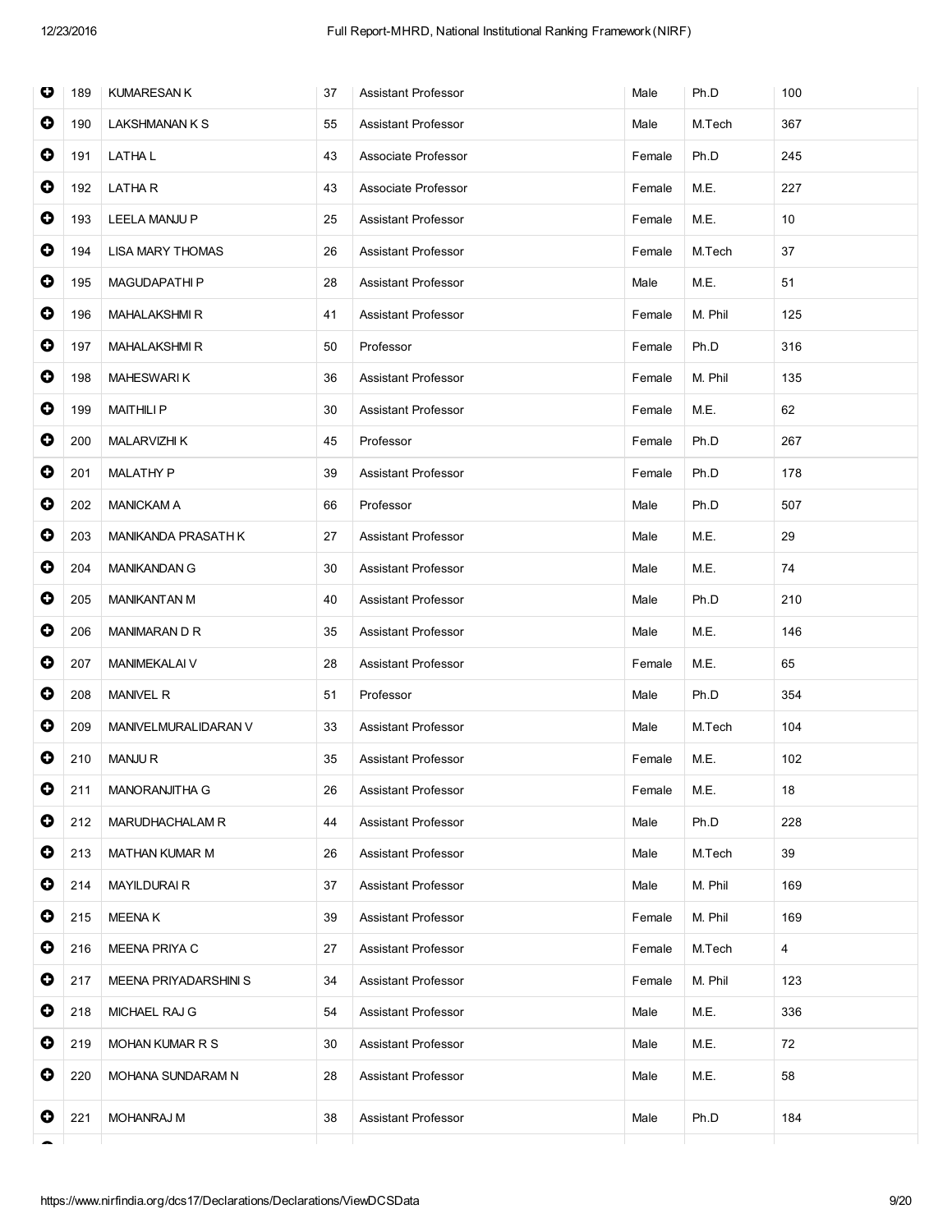| | | | | | | |
|---|---|---|---|---|---|---|
| 189 | KUMARESAN K | 37 | Assistant Professor | Male | Ph.D | 100 |
| 190 | LAKSHMANAN K S | 55 | Assistant Professor | Male | M.Tech | 367 |
| 191 | LATHA L | 43 | Associate Professor | Female | Ph.D | 245 |
| 192 | LATHA R | 43 | Associate Professor | Female | M.E. | 227 |
| 193 | LEELA MANJU P | 25 | Assistant Professor | Female | M.E. | 10 |
| 194 | LISA MARY THOMAS | 26 | Assistant Professor | Female | M.Tech | 37 |
| 195 | MAGUDAPATHI P | 28 | Assistant Professor | Male | M.E. | 51 |
| 196 | MAHALAKSHMI R | 41 | Assistant Professor | Female | M. Phil | 125 |
| 197 | MAHALAKSHMI R | 50 | Professor | Female | Ph.D | 316 |
| 198 | MAHESWARI K | 36 | Assistant Professor | Female | M. Phil | 135 |
| 199 | MAITHILI P | 30 | Assistant Professor | Female | M.E. | 62 |
| 200 | MALARVIZHI K | 45 | Professor | Female | Ph.D | 267 |
| 201 | MALATHY P | 39 | Assistant Professor | Female | Ph.D | 178 |
| 202 | MANICKAM A | 66 | Professor | Male | Ph.D | 507 |
| 203 | MANIKANDA PRASATH K | 27 | Assistant Professor | Male | M.E. | 29 |
| 204 | MANIKANDAN G | 30 | Assistant Professor | Male | M.E. | 74 |
| 205 | MANIKANTAN M | 40 | Assistant Professor | Male | Ph.D | 210 |
| 206 | MANIMARAN D R | 35 | Assistant Professor | Male | M.E. | 146 |
| 207 | MANIMEKALAI V | 28 | Assistant Professor | Female | M.E. | 65 |
| 208 | MANIVEL R | 51 | Professor | Male | Ph.D | 354 |
| 209 | MANIVELMURALIDARAN V | 33 | Assistant Professor | Male | M.Tech | 104 |
| 210 | MANJU R | 35 | Assistant Professor | Female | M.E. | 102 |
| 211 | MANORANJITHA G | 26 | Assistant Professor | Female | M.E. | 18 |
| 212 | MARUDHACHALAM R | 44 | Assistant Professor | Male | Ph.D | 228 |
| 213 | MATHAN KUMAR M | 26 | Assistant Professor | Male | M.Tech | 39 |
| 214 | MAYILDURAI R | 37 | Assistant Professor | Male | M. Phil | 169 |
| 215 | MEENA K | 39 | Assistant Professor | Female | M. Phil | 169 |
| 216 | MEENA PRIYA C | 27 | Assistant Professor | Female | M.Tech | 4 |
| 217 | MEENA PRIYADARSHINI S | 34 | Assistant Professor | Female | M. Phil | 123 |
| 218 | MICHAEL RAJ G | 54 | Assistant Professor | Male | M.E. | 336 |
| 219 | MOHAN KUMAR R S | 30 | Assistant Professor | Male | M.E. | 72 |
| 220 | MOHANA SUNDARAM N | 28 | Assistant Professor | Male | M.E. | 58 |
| 221 | MOHANRAJ M | 38 | Assistant Professor | Male | Ph.D | 184 |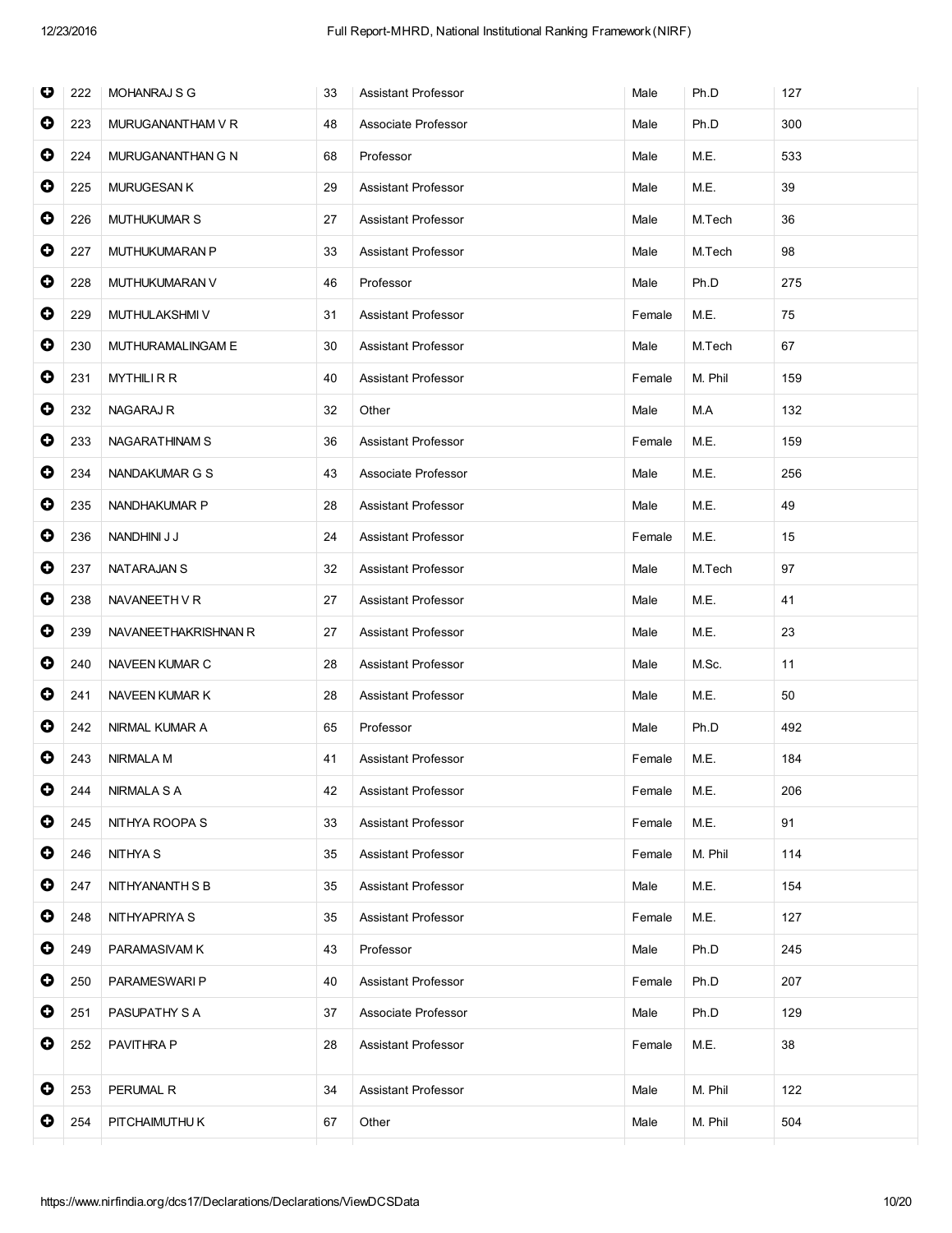| | | | | | | | |
|---|---|---|---|---|---|---|---|
| ⊕ | 222 | MOHANRAJ S G | 33 | Assistant Professor | Male | Ph.D | 127 |
| ⊕ | 223 | MURUGANANTHAM V R | 48 | Associate Professor | Male | Ph.D | 300 |
| ⊕ | 224 | MURUGANANTHAN G N | 68 | Professor | Male | M.E. | 533 |
| ⊕ | 225 | MURUGESAN K | 29 | Assistant Professor | Male | M.E. | 39 |
| ⊕ | 226 | MUTHUKUMAR S | 27 | Assistant Professor | Male | M.Tech | 36 |
| ⊕ | 227 | MUTHUKUMARAN P | 33 | Assistant Professor | Male | M.Tech | 98 |
| ⊕ | 228 | MUTHUKUMARAN V | 46 | Professor | Male | Ph.D | 275 |
| ⊕ | 229 | MUTHULAKSHMI V | 31 | Assistant Professor | Female | M.E. | 75 |
| ⊕ | 230 | MUTHURAMALINGAM E | 30 | Assistant Professor | Male | M.Tech | 67 |
| ⊕ | 231 | MYTHILI R R | 40 | Assistant Professor | Female | M. Phil | 159 |
| ⊕ | 232 | NAGARAJ R | 32 | Other | Male | M.A | 132 |
| ⊕ | 233 | NAGARATHINAM S | 36 | Assistant Professor | Female | M.E. | 159 |
| ⊕ | 234 | NANDAKUMAR G S | 43 | Associate Professor | Male | M.E. | 256 |
| ⊕ | 235 | NANDHAKUMAR P | 28 | Assistant Professor | Male | M.E. | 49 |
| ⊕ | 236 | NANDHINI J J | 24 | Assistant Professor | Female | M.E. | 15 |
| ⊕ | 237 | NATARAJAN S | 32 | Assistant Professor | Male | M.Tech | 97 |
| ⊕ | 238 | NAVANEETH V R | 27 | Assistant Professor | Male | M.E. | 41 |
| ⊕ | 239 | NAVANEETHAKRISHNAN R | 27 | Assistant Professor | Male | M.E. | 23 |
| ⊕ | 240 | NAVEEN KUMAR C | 28 | Assistant Professor | Male | M.Sc. | 11 |
| ⊕ | 241 | NAVEEN KUMAR K | 28 | Assistant Professor | Male | M.E. | 50 |
| ⊕ | 242 | NIRMAL KUMAR A | 65 | Professor | Male | Ph.D | 492 |
| ⊕ | 243 | NIRMALA M | 41 | Assistant Professor | Female | M.E. | 184 |
| ⊕ | 244 | NIRMALA S A | 42 | Assistant Professor | Female | M.E. | 206 |
| ⊕ | 245 | NITHYA ROOPA S | 33 | Assistant Professor | Female | M.E. | 91 |
| ⊕ | 246 | NITHYA S | 35 | Assistant Professor | Female | M. Phil | 114 |
| ⊕ | 247 | NITHYANANTH S B | 35 | Assistant Professor | Male | M.E. | 154 |
| ⊕ | 248 | NITHYAPRIYA S | 35 | Assistant Professor | Female | M.E. | 127 |
| ⊕ | 249 | PARAMASIVAM K | 43 | Professor | Male | Ph.D | 245 |
| ⊕ | 250 | PARAMESWARI P | 40 | Assistant Professor | Female | Ph.D | 207 |
| ⊕ | 251 | PASUPATHY S A | 37 | Associate Professor | Male | Ph.D | 129 |
| ⊕ | 252 | PAVITHRA P | 28 | Assistant Professor | Female | M.E. | 38 |
| ⊕ | 253 | PERUMAL R | 34 | Assistant Professor | Male | M. Phil | 122 |
| ⊕ | 254 | PITCHAIMUTHU K | 67 | Other | Male | M. Phil | 504 |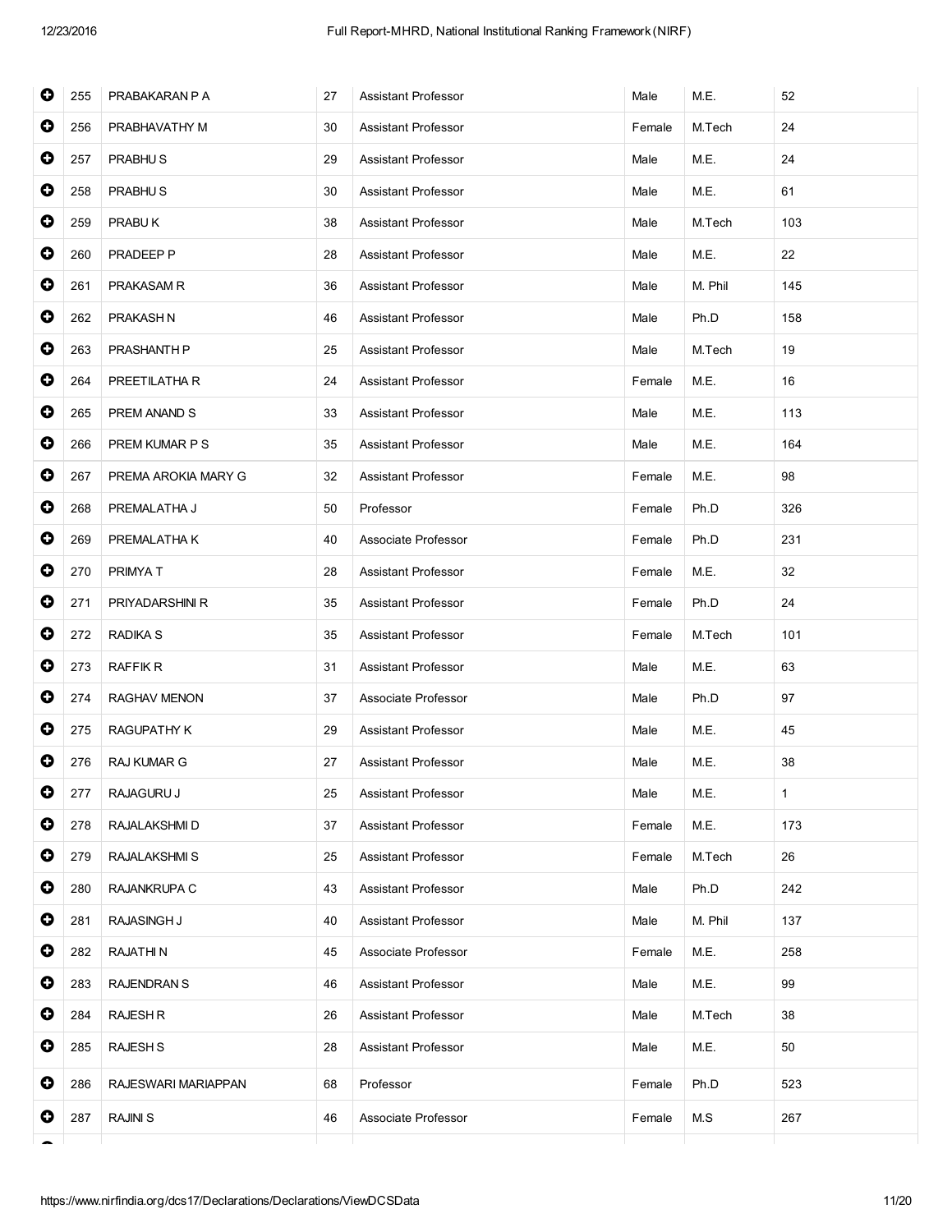| | | | | | | |
|---|---|---|---|---|---|---|
| 255 | PRABAKARAN P A | 27 | Assistant Professor | Male | M.E. | 52 |
| 256 | PRABHAVATHY M | 30 | Assistant Professor | Female | M.Tech | 24 |
| 257 | PRABHU S | 29 | Assistant Professor | Male | M.E. | 24 |
| 258 | PRABHU S | 30 | Assistant Professor | Male | M.E. | 61 |
| 259 | PRABU K | 38 | Assistant Professor | Male | M.Tech | 103 |
| 260 | PRADEEP P | 28 | Assistant Professor | Male | M.E. | 22 |
| 261 | PRAKASAM R | 36 | Assistant Professor | Male | M. Phil | 145 |
| 262 | PRAKASH N | 46 | Assistant Professor | Male | Ph.D | 158 |
| 263 | PRASHANTH P | 25 | Assistant Professor | Male | M.Tech | 19 |
| 264 | PREETILATHA R | 24 | Assistant Professor | Female | M.E. | 16 |
| 265 | PREM ANAND S | 33 | Assistant Professor | Male | M.E. | 113 |
| 266 | PREM KUMAR P S | 35 | Assistant Professor | Male | M.E. | 164 |
| 267 | PREMA AROKIA MARY G | 32 | Assistant Professor | Female | M.E. | 98 |
| 268 | PREMALATHA J | 50 | Professor | Female | Ph.D | 326 |
| 269 | PREMALATHA K | 40 | Associate Professor | Female | Ph.D | 231 |
| 270 | PRIMYA T | 28 | Assistant Professor | Female | M.E. | 32 |
| 271 | PRIYADARSHINI R | 35 | Assistant Professor | Female | Ph.D | 24 |
| 272 | RADIKA S | 35 | Assistant Professor | Female | M.Tech | 101 |
| 273 | RAFFIK R | 31 | Assistant Professor | Male | M.E. | 63 |
| 274 | RAGHAV MENON | 37 | Associate Professor | Male | Ph.D | 97 |
| 275 | RAGUPATHY K | 29 | Assistant Professor | Male | M.E. | 45 |
| 276 | RAJ KUMAR G | 27 | Assistant Professor | Male | M.E. | 38 |
| 277 | RAJAGURU J | 25 | Assistant Professor | Male | M.E. | 1 |
| 278 | RAJALAKSHMI D | 37 | Assistant Professor | Female | M.E. | 173 |
| 279 | RAJALAKSHMI S | 25 | Assistant Professor | Female | M.Tech | 26 |
| 280 | RAJANKRUPA C | 43 | Assistant Professor | Male | Ph.D | 242 |
| 281 | RAJASINGH J | 40 | Assistant Professor | Male | M. Phil | 137 |
| 282 | RAJATHI N | 45 | Associate Professor | Female | M.E. | 258 |
| 283 | RAJENDRAN S | 46 | Assistant Professor | Male | M.E. | 99 |
| 284 | RAJESH R | 26 | Assistant Professor | Male | M.Tech | 38 |
| 285 | RAJESH S | 28 | Assistant Professor | Male | M.E. | 50 |
| 286 | RAJESWARI MARIAPPAN | 68 | Professor | Female | Ph.D | 523 |
| 287 | RAJINI S | 46 | Associate Professor | Female | M.S | 267 |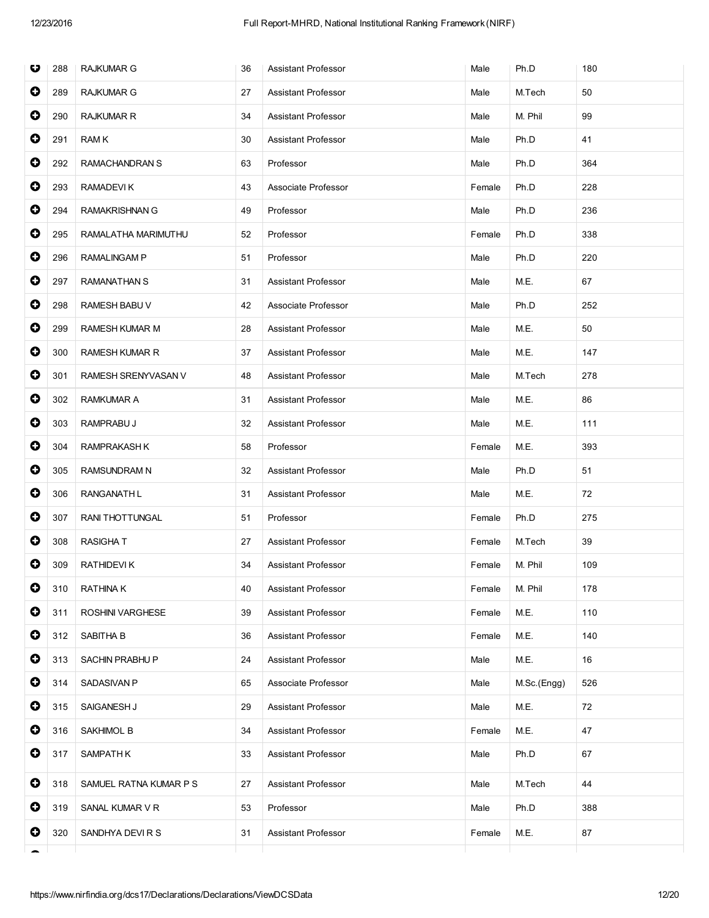| | | | | | | |
|---|---|---|---|---|---|---|
| 288 | RAJKUMAR G | 36 | Assistant Professor | Male | Ph.D | 180 |
| 289 | RAJKUMAR G | 27 | Assistant Professor | Male | M.Tech | 50 |
| 290 | RAJKUMAR R | 34 | Assistant Professor | Male | M. Phil | 99 |
| 291 | RAM K | 30 | Assistant Professor | Male | Ph.D | 41 |
| 292 | RAMACHANDRAN S | 63 | Professor | Male | Ph.D | 364 |
| 293 | RAMADEVI K | 43 | Associate Professor | Female | Ph.D | 228 |
| 294 | RAMAKRISHNAN G | 49 | Professor | Male | Ph.D | 236 |
| 295 | RAMALATHA MARIMUTHU | 52 | Professor | Female | Ph.D | 338 |
| 296 | RAMALINGAM P | 51 | Professor | Male | Ph.D | 220 |
| 297 | RAMANATHAN S | 31 | Assistant Professor | Male | M.E. | 67 |
| 298 | RAMESH BABU V | 42 | Associate Professor | Male | Ph.D | 252 |
| 299 | RAMESH KUMAR M | 28 | Assistant Professor | Male | M.E. | 50 |
| 300 | RAMESH KUMAR R | 37 | Assistant Professor | Male | M.E. | 147 |
| 301 | RAMESH SRENYVASAN V | 48 | Assistant Professor | Male | M.Tech | 278 |
| 302 | RAMKUMAR A | 31 | Assistant Professor | Male | M.E. | 86 |
| 303 | RAMPRABU J | 32 | Assistant Professor | Male | M.E. | 111 |
| 304 | RAMPRAKASH K | 58 | Professor | Female | M.E. | 393 |
| 305 | RAMSUNDRAM N | 32 | Assistant Professor | Male | Ph.D | 51 |
| 306 | RANGANATH L | 31 | Assistant Professor | Male | M.E. | 72 |
| 307 | RANI THOTTUNGAL | 51 | Professor | Female | Ph.D | 275 |
| 308 | RASIGHA T | 27 | Assistant Professor | Female | M.Tech | 39 |
| 309 | RATHIDEVI K | 34 | Assistant Professor | Female | M. Phil | 109 |
| 310 | RATHINA K | 40 | Assistant Professor | Female | M. Phil | 178 |
| 311 | ROSHINI VARGHESE | 39 | Assistant Professor | Female | M.E. | 110 |
| 312 | SABITHA B | 36 | Assistant Professor | Female | M.E. | 140 |
| 313 | SACHIN PRABHU P | 24 | Assistant Professor | Male | M.E. | 16 |
| 314 | SADASIVAN P | 65 | Associate Professor | Male | M.Sc.(Engg) | 526 |
| 315 | SAIGANESH J | 29 | Assistant Professor | Male | M.E. | 72 |
| 316 | SAKHIMOL B | 34 | Assistant Professor | Female | M.E. | 47 |
| 317 | SAMPATH K | 33 | Assistant Professor | Male | Ph.D | 67 |
| 318 | SAMUEL RATNA KUMAR P S | 27 | Assistant Professor | Male | M.Tech | 44 |
| 319 | SANAL KUMAR V R | 53 | Professor | Male | Ph.D | 388 |
| 320 | SANDHYA DEVI R S | 31 | Assistant Professor | Female | M.E. | 87 |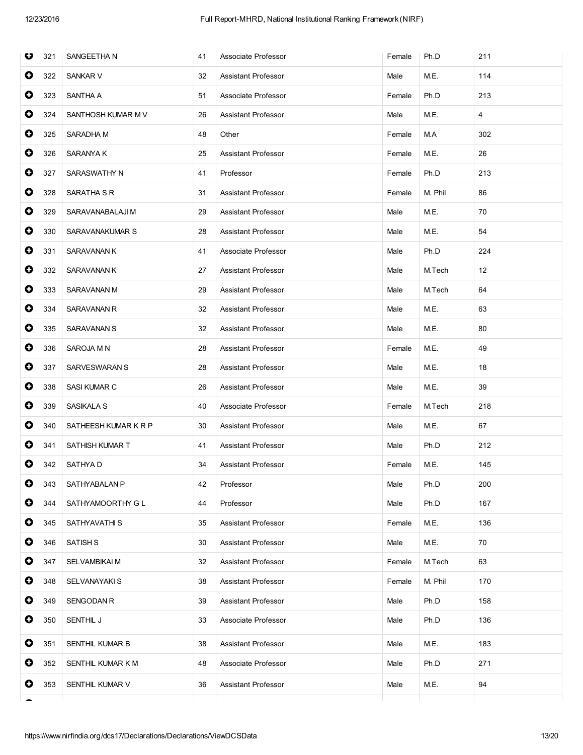| | | | | | | |
|---|---|---|---|---|---|---|
| 321 | SANGEETHA N | 41 | Associate Professor | Female | Ph.D | 211 |
| 322 | SANKAR V | 32 | Assistant Professor | Male | M.E. | 114 |
| 323 | SANTHA A | 51 | Associate Professor | Female | Ph.D | 213 |
| 324 | SANTHOSH KUMAR M V | 26 | Assistant Professor | Male | M.E. | 4 |
| 325 | SARADHA M | 48 | Other | Female | M.A | 302 |
| 326 | SARANYA K | 25 | Assistant Professor | Female | M.E. | 26 |
| 327 | SARASWATHY N | 41 | Professor | Female | Ph.D | 213 |
| 328 | SARATHA S R | 31 | Assistant Professor | Female | M. Phil | 86 |
| 329 | SARAVANABALAJI M | 29 | Assistant Professor | Male | M.E. | 70 |
| 330 | SARAVANAKUMAR S | 28 | Assistant Professor | Male | M.E. | 54 |
| 331 | SARAVANAN K | 41 | Associate Professor | Male | Ph.D | 224 |
| 332 | SARAVANAN K | 27 | Assistant Professor | Male | M.Tech | 12 |
| 333 | SARAVANAN M | 29 | Assistant Professor | Male | M.Tech | 64 |
| 334 | SARAVANAN R | 32 | Assistant Professor | Male | M.E. | 63 |
| 335 | SARAVANAN S | 32 | Assistant Professor | Male | M.E. | 80 |
| 336 | SAROJA M N | 28 | Assistant Professor | Female | M.E. | 49 |
| 337 | SARVESWARAN S | 28 | Assistant Professor | Male | M.E. | 18 |
| 338 | SASI KUMAR C | 26 | Assistant Professor | Male | M.E. | 39 |
| 339 | SASIKALA S | 40 | Associate Professor | Female | M.Tech | 218 |
| 340 | SATHEESH KUMAR K R P | 30 | Assistant Professor | Male | M.E. | 67 |
| 341 | SATHISH KUMAR T | 41 | Assistant Professor | Male | Ph.D | 212 |
| 342 | SATHYA D | 34 | Assistant Professor | Female | M.E. | 145 |
| 343 | SATHYABALAN P | 42 | Professor | Male | Ph.D | 200 |
| 344 | SATHYAMOORTHY G L | 44 | Professor | Male | Ph.D | 167 |
| 345 | SATHYAVATHI S | 35 | Assistant Professor | Female | M.E. | 136 |
| 346 | SATISH S | 30 | Assistant Professor | Male | M.E. | 70 |
| 347 | SELVAMBIKAI M | 32 | Assistant Professor | Female | M.Tech | 63 |
| 348 | SELVANAYAKI S | 38 | Assistant Professor | Female | M. Phil | 170 |
| 349 | SENGODAN R | 39 | Assistant Professor | Male | Ph.D | 158 |
| 350 | SENTHIL J | 33 | Associate Professor | Male | Ph.D | 136 |
| 351 | SENTHIL KUMAR B | 38 | Assistant Professor | Male | M.E. | 183 |
| 352 | SENTHIL KUMAR K M | 48 | Associate Professor | Male | Ph.D | 271 |
| 353 | SENTHIL KUMAR V | 36 | Assistant Professor | Male | M.E. | 94 |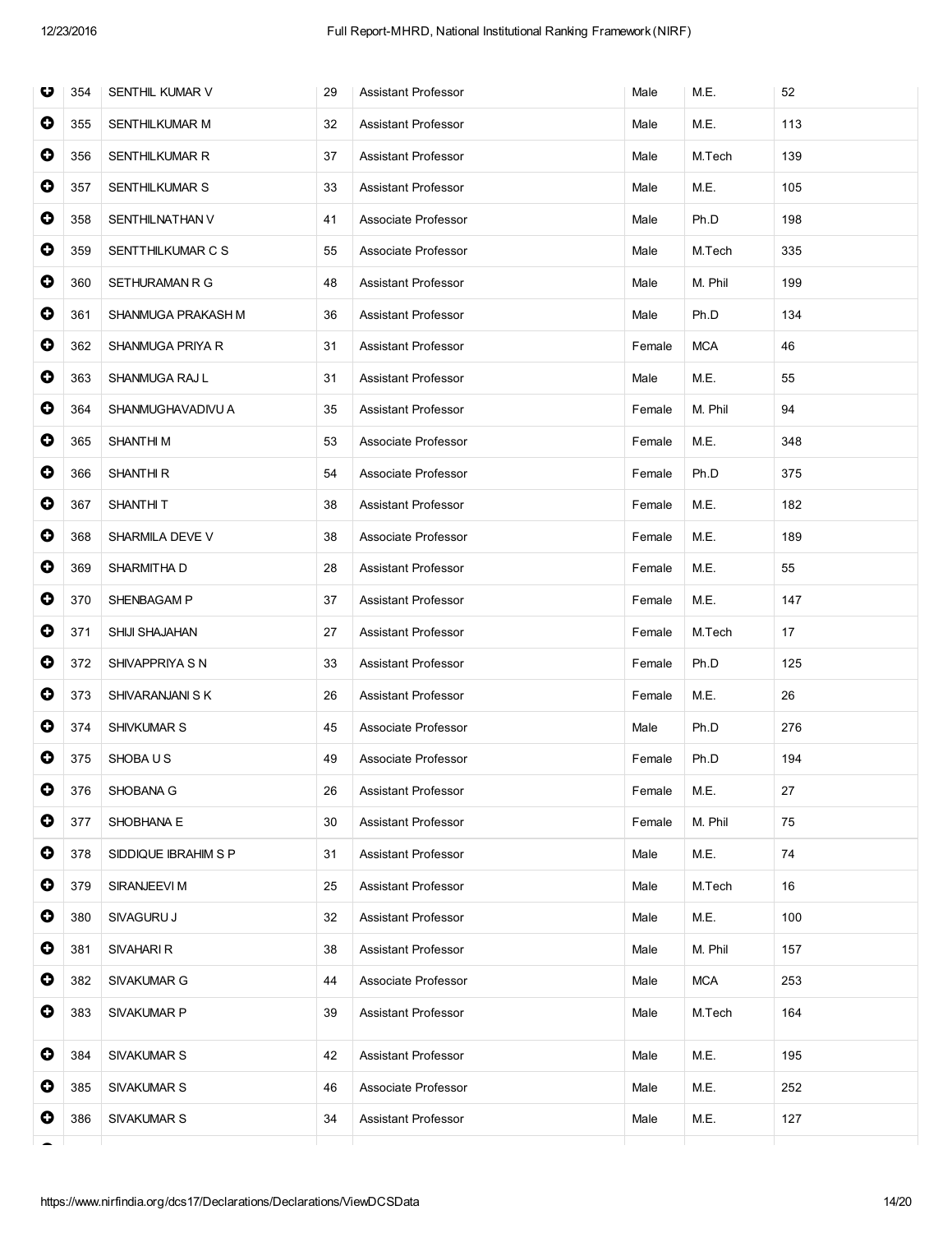| | | | | | | |
|---|---|---|---|---|---|---|
| 354 | SENTHIL KUMAR V | 29 | Assistant Professor | Male | M.E. | 52 |
| 355 | SENTHILKUMAR M | 32 | Assistant Professor | Male | M.E. | 113 |
| 356 | SENTHILKUMAR R | 37 | Assistant Professor | Male | M.Tech | 139 |
| 357 | SENTHILKUMAR S | 33 | Assistant Professor | Male | M.E. | 105 |
| 358 | SENTHILNATHAN V | 41 | Associate Professor | Male | Ph.D | 198 |
| 359 | SENTTHILKUMAR C S | 55 | Associate Professor | Male | M.Tech | 335 |
| 360 | SETHURAMAN R G | 48 | Assistant Professor | Male | M. Phil | 199 |
| 361 | SHANMUGA PRAKASH M | 36 | Assistant Professor | Male | Ph.D | 134 |
| 362 | SHANMUGA PRIYA R | 31 | Assistant Professor | Female | MCA | 46 |
| 363 | SHANMUGA RAJ L | 31 | Assistant Professor | Male | M.E. | 55 |
| 364 | SHANMUGHAVADIVU A | 35 | Assistant Professor | Female | M. Phil | 94 |
| 365 | SHANTHI M | 53 | Associate Professor | Female | M.E. | 348 |
| 366 | SHANTHI R | 54 | Associate Professor | Female | Ph.D | 375 |
| 367 | SHANTHI T | 38 | Assistant Professor | Female | M.E. | 182 |
| 368 | SHARMILA DEVE V | 38 | Associate Professor | Female | M.E. | 189 |
| 369 | SHARMITHA D | 28 | Assistant Professor | Female | M.E. | 55 |
| 370 | SHENBAGAM P | 37 | Assistant Professor | Female | M.E. | 147 |
| 371 | SHIJI SHAJAHAN | 27 | Assistant Professor | Female | M.Tech | 17 |
| 372 | SHIVAPPRIYA S N | 33 | Assistant Professor | Female | Ph.D | 125 |
| 373 | SHIVARANJANI S K | 26 | Assistant Professor | Female | M.E. | 26 |
| 374 | SHIVKUMAR S | 45 | Associate Professor | Male | Ph.D | 276 |
| 375 | SHOBA U S | 49 | Associate Professor | Female | Ph.D | 194 |
| 376 | SHOBANA G | 26 | Assistant Professor | Female | M.E. | 27 |
| 377 | SHOBHANA E | 30 | Assistant Professor | Female | M. Phil | 75 |
| 378 | SIDDIQUE IBRAHIM S P | 31 | Assistant Professor | Male | M.E. | 74 |
| 379 | SIRANJEEVI M | 25 | Assistant Professor | Male | M.Tech | 16 |
| 380 | SIVAGURU J | 32 | Assistant Professor | Male | M.E. | 100 |
| 381 | SIVAHARI R | 38 | Assistant Professor | Male | M. Phil | 157 |
| 382 | SIVAKUMAR G | 44 | Associate Professor | Male | MCA | 253 |
| 383 | SIVAKUMAR P | 39 | Assistant Professor | Male | M.Tech | 164 |
| 384 | SIVAKUMAR S | 42 | Assistant Professor | Male | M.E. | 195 |
| 385 | SIVAKUMAR S | 46 | Associate Professor | Male | M.E. | 252 |
| 386 | SIVAKUMAR S | 34 | Assistant Professor | Male | M.E. | 127 |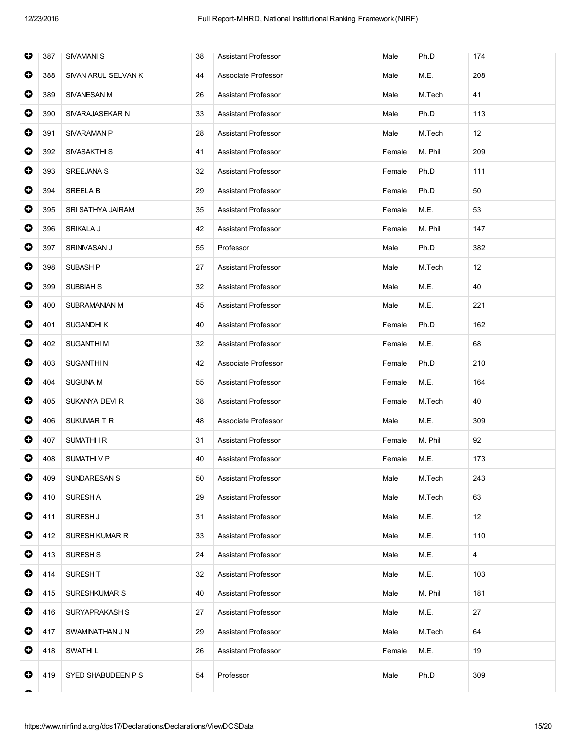|  | 387 | SIVAMANI S | 38 | Assistant Professor | Male | Ph.D | 174 |
|---|---|---|---|---|---|---|---|
|  | 388 | SIVAN ARUL SELVAN K | 44 | Associate Professor | Male | M.E. | 208 |
|  | 389 | SIVANESAN M | 26 | Assistant Professor | Male | M.Tech | 41 |
|  | 390 | SIVARAJASEKAR N | 33 | Assistant Professor | Male | Ph.D | 113 |
|  | 391 | SIVARAMAN P | 28 | Assistant Professor | Male | M.Tech | 12 |
|  | 392 | SIVASAKTHI S | 41 | Assistant Professor | Female | M. Phil | 209 |
|  | 393 | SREEJANA S | 32 | Assistant Professor | Female | Ph.D | 111 |
|  | 394 | SREELA B | 29 | Assistant Professor | Female | Ph.D | 50 |
|  | 395 | SRI SATHYA JAIRAM | 35 | Assistant Professor | Female | M.E. | 53 |
|  | 396 | SRIKALA J | 42 | Assistant Professor | Female | M. Phil | 147 |
|  | 397 | SRINIVASAN J | 55 | Professor | Male | Ph.D | 382 |
|  | 398 | SUBASH P | 27 | Assistant Professor | Male | M.Tech | 12 |
|  | 399 | SUBBIAH S | 32 | Assistant Professor | Male | M.E. | 40 |
|  | 400 | SUBRAMANIAN M | 45 | Assistant Professor | Male | M.E. | 221 |
|  | 401 | SUGANDHI K | 40 | Assistant Professor | Female | Ph.D | 162 |
|  | 402 | SUGANTHI M | 32 | Assistant Professor | Female | M.E. | 68 |
|  | 403 | SUGANTHI N | 42 | Associate Professor | Female | Ph.D | 210 |
|  | 404 | SUGUNA M | 55 | Assistant Professor | Female | M.E. | 164 |
|  | 405 | SUKANYA DEVI R | 38 | Assistant Professor | Female | M.Tech | 40 |
|  | 406 | SUKUMAR T R | 48 | Associate Professor | Male | M.E. | 309 |
|  | 407 | SUMATHI I R | 31 | Assistant Professor | Female | M. Phil | 92 |
|  | 408 | SUMATHI V P | 40 | Assistant Professor | Female | M.E. | 173 |
|  | 409 | SUNDARESAN S | 50 | Assistant Professor | Male | M.Tech | 243 |
|  | 410 | SURESH A | 29 | Assistant Professor | Male | M.Tech | 63 |
|  | 411 | SURESH J | 31 | Assistant Professor | Male | M.E. | 12 |
|  | 412 | SURESH KUMAR R | 33 | Assistant Professor | Male | M.E. | 110 |
|  | 413 | SURESH S | 24 | Assistant Professor | Male | M.E. | 4 |
|  | 414 | SURESH T | 32 | Assistant Professor | Male | M.E. | 103 |
|  | 415 | SURESHKUMAR S | 40 | Assistant Professor | Male | M. Phil | 181 |
|  | 416 | SURYAPRAKASH S | 27 | Assistant Professor | Male | M.E. | 27 |
|  | 417 | SWAMINATHAN J N | 29 | Assistant Professor | Male | M.Tech | 64 |
|  | 418 | SWATHI L | 26 | Assistant Professor | Female | M.E. | 19 |
|  | 419 | SYED SHABUDEEN P S | 54 | Professor | Male | Ph.D | 309 |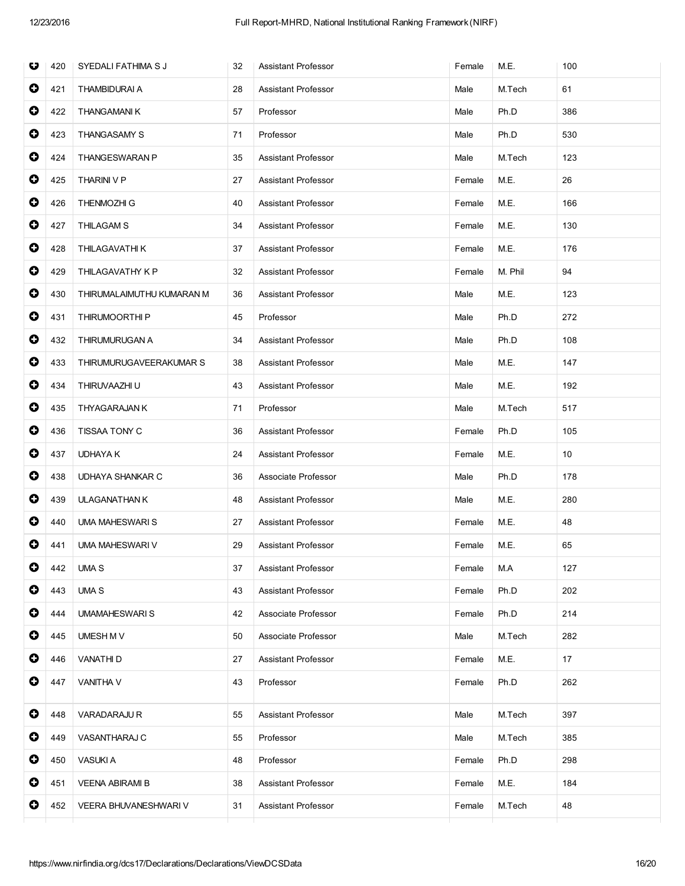| | | | | | | | |
|---|---|---|---|---|---|---|---|
| ⊕ | 420 | SYEDALI FATHIMA S J | 32 | Assistant Professor | Female | M.E. | 100 |
| ⊕ | 421 | THAMBIDURAI A | 28 | Assistant Professor | Male | M.Tech | 61 |
| ⊕ | 422 | THANGAMANI K | 57 | Professor | Male | Ph.D | 386 |
| ⊕ | 423 | THANGASAMY S | 71 | Professor | Male | Ph.D | 530 |
| ⊕ | 424 | THANGESWARAN P | 35 | Assistant Professor | Male | M.Tech | 123 |
| ⊕ | 425 | THARINI V P | 27 | Assistant Professor | Female | M.E. | 26 |
| ⊕ | 426 | THENMOZHI G | 40 | Assistant Professor | Female | M.E. | 166 |
| ⊕ | 427 | THILAGAM S | 34 | Assistant Professor | Female | M.E. | 130 |
| ⊕ | 428 | THILAGAVATHI K | 37 | Assistant Professor | Female | M.E. | 176 |
| ⊕ | 429 | THILAGAVATHY K P | 32 | Assistant Professor | Female | M. Phil | 94 |
| ⊕ | 430 | THIRUMALAIMUTHU KUMARAN M | 36 | Assistant Professor | Male | M.E. | 123 |
| ⊕ | 431 | THIRUMOORTHI P | 45 | Professor | Male | Ph.D | 272 |
| ⊕ | 432 | THIRUMURUGAN A | 34 | Assistant Professor | Male | Ph.D | 108 |
| ⊕ | 433 | THIRUMURUGAVEERAKUMAR S | 38 | Assistant Professor | Male | M.E. | 147 |
| ⊕ | 434 | THIRUVAAZHI U | 43 | Assistant Professor | Male | M.E. | 192 |
| ⊕ | 435 | THYAGARAJAN K | 71 | Professor | Male | M.Tech | 517 |
| ⊕ | 436 | TISSAA TONY C | 36 | Assistant Professor | Female | Ph.D | 105 |
| ⊕ | 437 | UDHAYA K | 24 | Assistant Professor | Female | M.E. | 10 |
| ⊕ | 438 | UDHAYA SHANKAR C | 36 | Associate Professor | Male | Ph.D | 178 |
| ⊕ | 439 | ULAGANATHAN K | 48 | Assistant Professor | Male | M.E. | 280 |
| ⊕ | 440 | UMA MAHESWARI S | 27 | Assistant Professor | Female | M.E. | 48 |
| ⊕ | 441 | UMA MAHESWARI V | 29 | Assistant Professor | Female | M.E. | 65 |
| ⊕ | 442 | UMA S | 37 | Assistant Professor | Female | M.A | 127 |
| ⊕ | 443 | UMA S | 43 | Assistant Professor | Female | Ph.D | 202 |
| ⊕ | 444 | UMAMAHESWARI S | 42 | Associate Professor | Female | Ph.D | 214 |
| ⊕ | 445 | UMESH M V | 50 | Associate Professor | Male | M.Tech | 282 |
| ⊕ | 446 | VANATHI D | 27 | Assistant Professor | Female | M.E. | 17 |
| ⊕ | 447 | VANITHA V | 43 | Professor | Female | Ph.D | 262 |
| ⊕ | 448 | VARADARAJU R | 55 | Assistant Professor | Male | M.Tech | 397 |
| ⊕ | 449 | VASANTHARAJ C | 55 | Professor | Male | M.Tech | 385 |
| ⊕ | 450 | VASUKI A | 48 | Professor | Female | Ph.D | 298 |
| ⊕ | 451 | VEENA ABIRAMI B | 38 | Assistant Professor | Female | M.E. | 184 |
| ⊕ | 452 | VEERA BHUVANESHWARI V | 31 | Assistant Professor | Female | M.Tech | 48 |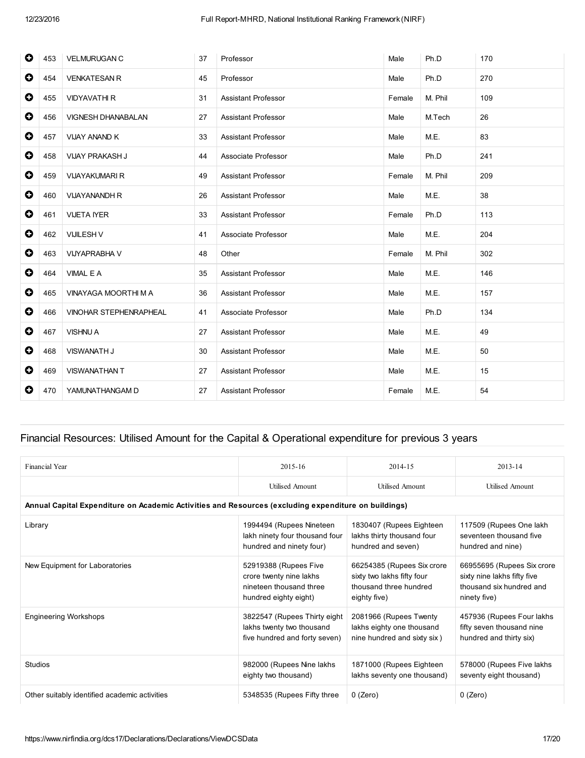| | | | | | | |
|---|---|---|---|---|---|---|
| 453 | VELMURUGAN C | 37 | Professor | Male | Ph.D | 170 |
| 454 | VENKATESAN R | 45 | Professor | Male | Ph.D | 270 |
| 455 | VIDYAVATHI R | 31 | Assistant Professor | Female | M. Phil | 109 |
| 456 | VIGNESH DHANABALAN | 27 | Assistant Professor | Male | M.Tech | 26 |
| 457 | VIJAY ANAND K | 33 | Assistant Professor | Male | M.E. | 83 |
| 458 | VIJAY PRAKASH J | 44 | Associate Professor | Male | Ph.D | 241 |
| 459 | VIJAYAKUMARI R | 49 | Assistant Professor | Female | M. Phil | 209 |
| 460 | VIJAYANANDH R | 26 | Assistant Professor | Male | M.E. | 38 |
| 461 | VIJETA IYER | 33 | Assistant Professor | Female | Ph.D | 113 |
| 462 | VIJILESH V | 41 | Associate Professor | Male | M.E. | 204 |
| 463 | VIJYAPRABHA V | 48 | Other | Female | M. Phil | 302 |
| 464 | VIMAL E A | 35 | Assistant Professor | Male | M.E. | 146 |
| 465 | VINAYAGA MOORTHI M A | 36 | Assistant Professor | Male | M.E. | 157 |
| 466 | VINOHAR STEPHENRAPHEAL | 41 | Associate Professor | Male | Ph.D | 134 |
| 467 | VISHNU A | 27 | Assistant Professor | Male | M.E. | 49 |
| 468 | VISWANATH J | 30 | Assistant Professor | Male | M.E. | 50 |
| 469 | VISWANATHAN T | 27 | Assistant Professor | Male | M.E. | 15 |
| 470 | YAMUNATHANGAM D | 27 | Assistant Professor | Female | M.E. | 54 |

## Financial Resources: Utilised Amount for the Capital & Operational expenditure for previous 3 years

| Financial Year | 2015-16 | 2014-15 | 2013-14 |
|---|---|---|---|
| | Utilised Amount | Utilised Amount | Utilised Amount |
| **Annual Capital Expenditure on Academic Activities and Resources (excluding expenditure on buildings)** | | | |
| Library | 1994494 (Rupees Nineteen lakh ninety four thousand four hundred and ninety four) | 1830407 (Rupees Eighteen lakhs thirty thousand four hundred and seven) | 117509 (Rupees One lakh seventeen thousand five hundred and nine) |
| New Equipment for Laboratories | 52919388 (Rupees Five crore twenty nine lakhs nineteen thousand three hundred eighty eight) | 66254385 (Rupees Six crore sixty two lakhs fifty four thousand three hundred eighty five) | 66955695 (Rupees Six crore sixty nine lakhs fifty five thousand six hundred and ninety five) |
| Engineering Workshops | 3822547 (Rupees Thirty eight lakhs twenty two thousand five hundred and forty seven) | 2081966 (Rupees Twenty lakhs eighty one thousand nine hundred and sixty six ) | 457936 (Rupees Four lakhs fifty seven thousand nine hundred and thirty six) |
| Studios | 982000 (Rupees Nine lakhs eighty two thousand) | 1871000 (Rupees Eighteen lakhs seventy one thousand) | 578000 (Rupees Five lakhs seventy eight thousand) |
| Other suitably identified academic activities | 5348535 (Rupees Fifty three | 0 (Zero) | 0 (Zero) |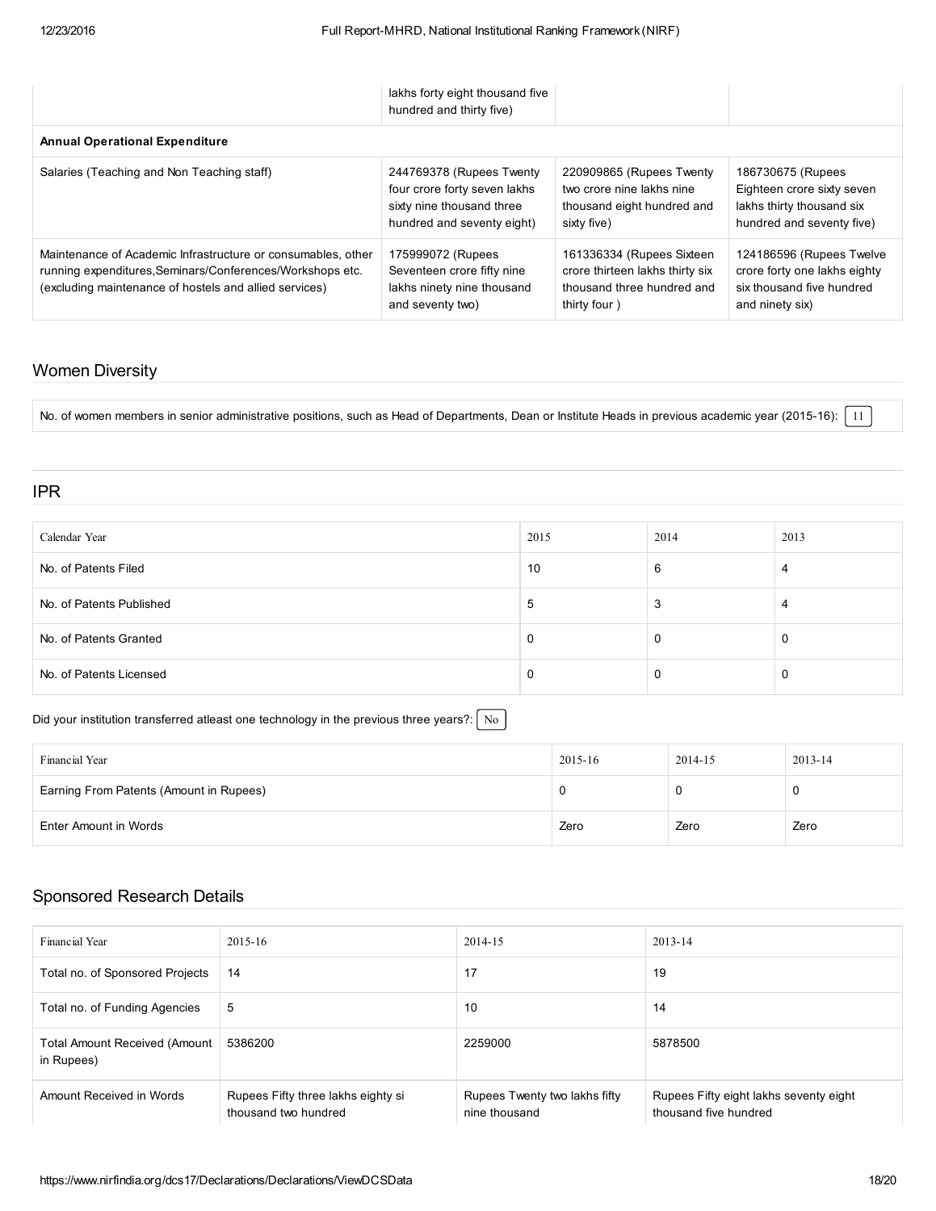| | lakhs forty eight thousand five hundred and thirty five) | | |
|---|---|---|---|
| **Annual Operational Expenditure** | | | |
| Salaries (Teaching and Non Teaching staff) | 244769378 (Rupees Twenty four crore forty seven lakhs sixty nine thousand three hundred and seventy eight) | 220909865 (Rupees Twenty two crore nine lakhs nine thousand eight hundred and sixty five) | 186730675 (Rupees Eighteen crore sixty seven lakhs thirty thousand six hundred and seventy five) |
| Maintenance of Academic Infrastructure or consumables, other running expenditures,Seminars/Conferences/Workshops etc. (excluding maintenance of hostels and allied services) | 175999072 (Rupees Seventeen crore fifty nine lakhs ninety nine thousand and seventy two) | 161336334 (Rupees Sixteen crore thirteen lakhs thirty six thousand three hundred and thirty four ) | 124186596 (Rupees Twelve crore forty one lakhs eighty six thousand five hundred and ninety six) |

## Women Diversity

No. of women members in senior administrative positions, such as Head of Departments, Dean or Institute Heads in previous academic year (2015-16): 11

## IPR

| Calendar Year | 2015 | 2014 | 2013 |
|---|---|---|---|
| No. of Patents Filed | 10 | 6 | 4 |
| No. of Patents Published | 5 | 3 | 4 |
| No. of Patents Granted | 0 | 0 | 0 |
| No. of Patents Licensed | 0 | 0 | 0 |

Did your institution transferred atleast one technology in the previous three years?: No

| Financial Year | 2015-16 | 2014-15 | 2013-14 |
|---|---|---|---|
| Earning From Patents (Amount in Rupees) | 0 | 0 | 0 |
| Enter Amount in Words | Zero | Zero | Zero |

## Sponsored Research Details

| Financial Year | 2015-16 | 2014-15 | 2013-14 |
|---|---|---|---|
| Total no. of Sponsored Projects | 14 | 17 | 19 |
| Total no. of Funding Agencies | 5 | 10 | 14 |
| Total Amount Received (Amount in Rupees) | 5386200 | 2259000 | 5878500 |
| Amount Received in Words | Rupees Fifty three lakhs eighty si thousand two hundred | Rupees Twenty two lakhs fifty nine thousand | Rupees Fifty eight lakhs seventy eight thousand five hundred |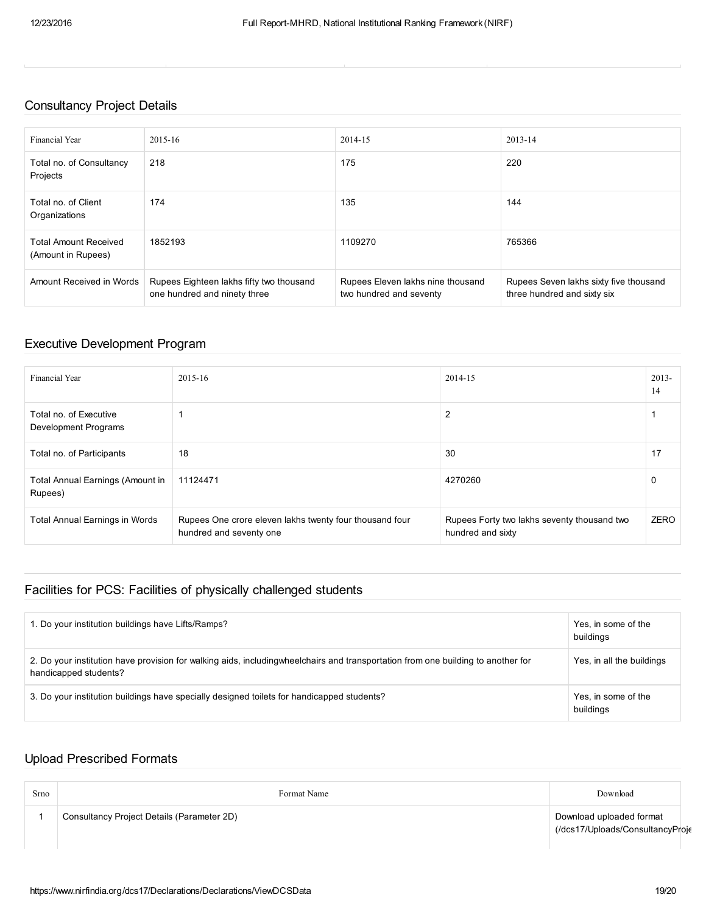## Consultancy Project Details

| Financial Year | 2015-16 | 2014-15 | 2013-14 |
|---|---|---|---|
| Total no. of Consultancy Projects | 218 | 175 | 220 |
| Total no. of Client Organizations | 174 | 135 | 144 |
| Total Amount Received (Amount in Rupees) | 1852193 | 1109270 | 765366 |
| Amount Received in Words | Rupees Eighteen lakhs fifty two thousand one hundred and ninety three | Rupees Eleven lakhs nine thousand two hundred and seventy | Rupees Seven lakhs sixty five thousand three hundred and sixty six |

## Executive Development Program

| Financial Year | 2015-16 | 2014-15 | 2013-14 |
|---|---|---|---|
| Total no. of Executive Development Programs | 1 | 2 | 1 |
| Total no. of Participants | 18 | 30 | 17 |
| Total Annual Earnings (Amount in Rupees) | 11124471 | 4270260 | 0 |
| Total Annual Earnings in Words | Rupees One crore eleven lakhs twenty four thousand four hundred and seventy one | Rupees Forty two lakhs seventy thousand two hundred and sixty | ZERO |

## Facilities for PCS: Facilities of physically challenged students

| | |
|---|---|
| 1. Do your institution buildings have Lifts/Ramps? | Yes, in some of the buildings |
| 2. Do your institution have provision for walking aids, includingwheelchairs and transportation from one building to another for handicapped students? | Yes, in all the buildings |
| 3. Do your institution buildings have specially designed toilets for handicapped students? | Yes, in some of the buildings |

## Upload Prescribed Formats

| Srno | Format Name | Download |
|---|---|---|
| 1 | Consultancy Project Details (Parameter 2D) | Download uploaded format (/dcs17/Uploads/ConsultancyProje |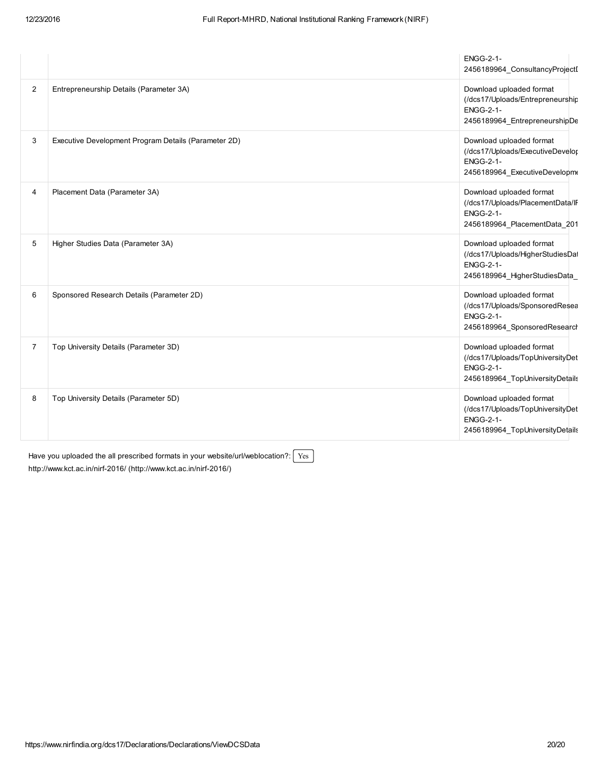| | | |
|---|---|---|
| | | ENGG-2-1-2456189964_ConsultancyProjectI |
| 2 | Entrepreneurship Details (Parameter 3A) | Download uploaded format (/dcs17/Uploads/Entrepreneurship ENGG-2-1-2456189964_EntrepreneurshipDe |
| 3 | Executive Development Program Details (Parameter 2D) | Download uploaded format (/dcs17/Uploads/ExecutiveDevelop ENGG-2-1-2456189964_ExecutiveDevelopme |
| 4 | Placement Data (Parameter 3A) | Download uploaded format (/dcs17/Uploads/PlacementData/IF ENGG-2-1-2456189964_PlacementData_201 |
| 5 | Higher Studies Data (Parameter 3A) | Download uploaded format (/dcs17/Uploads/HigherStudiesDat ENGG-2-1-2456189964_HigherStudiesData_ |
| 6 | Sponsored Research Details (Parameter 2D) | Download uploaded format (/dcs17/Uploads/SponsoredResea ENGG-2-1-2456189964_SponsoredResearch |
| 7 | Top University Details (Parameter 3D) | Download uploaded format (/dcs17/Uploads/TopUniversityDet ENGG-2-1-2456189964_TopUniversityDetails |
| 8 | Top University Details (Parameter 5D) | Download uploaded format (/dcs17/Uploads/TopUniversityDet ENGG-2-1-2456189964_TopUniversityDetails |

Have you uploaded the all prescribed formats in your website/url/weblocation?: Yes

http://www.kct.ac.in/nirf-2016/ (http://www.kct.ac.in/nirf-2016/)